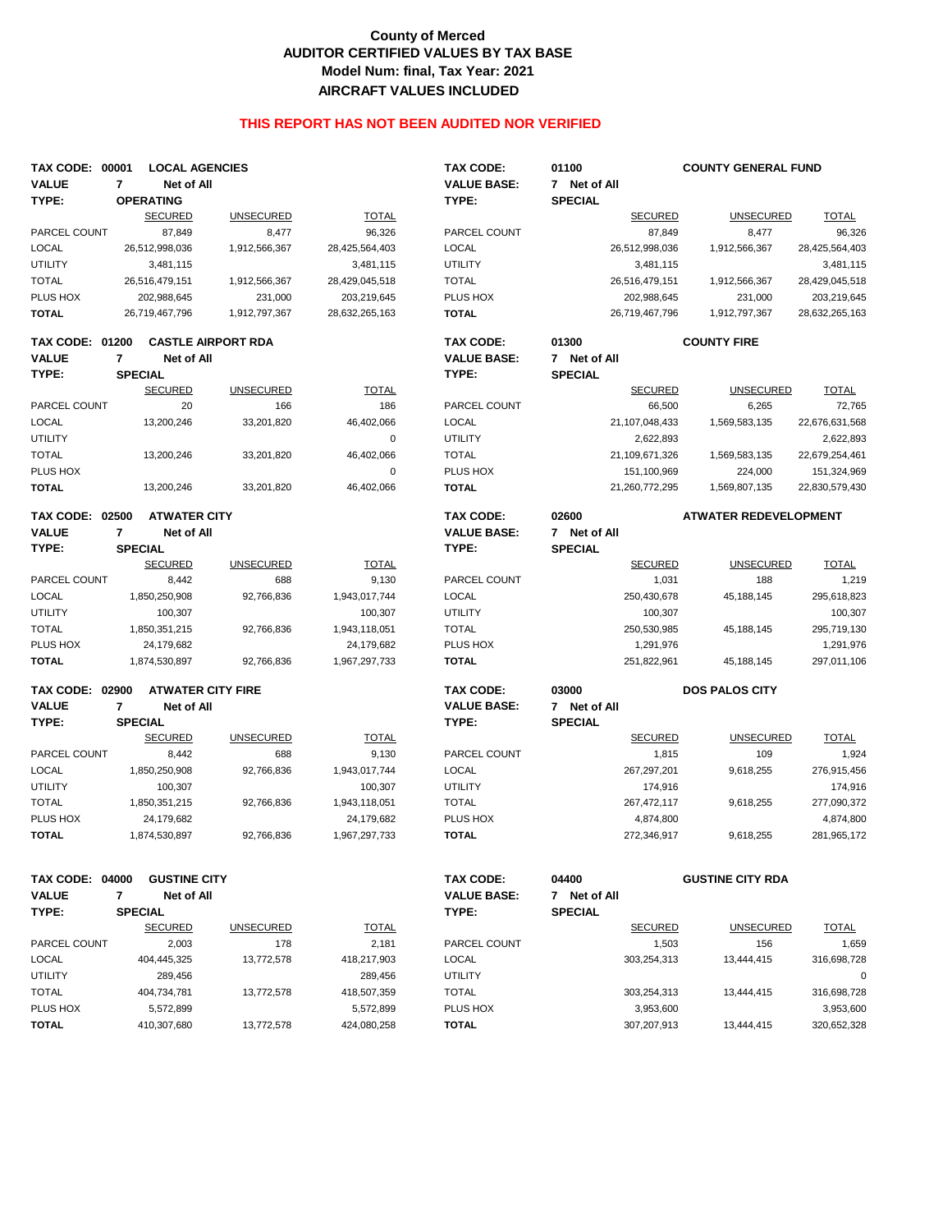# County of Merced
## AUDITOR CERTIFIED VALUES BY TAX BASE
## Model Num: final, Tax Year: 2021
## AIRCRAFT VALUES INCLUDED

**THIS REPORT HAS NOT BEEN AUDITED NOR VERIFIED**

**TAX CODE: 00001 LOCAL AGENCIES**
**VALUE TYPE: 7 Net of All — OPERATING**

| | SECURED | UNSECURED | TOTAL |
|---|---|---|---|
| PARCEL COUNT | 87,849 | 8,477 | 96,326 |
| LOCAL | 26,512,998,036 | 1,912,566,367 | 28,425,564,403 |
| UTILITY | 3,481,115 | | 3,481,115 |
| TOTAL | 26,516,479,151 | 1,912,566,367 | 28,429,045,518 |
| PLUS HOX | 202,988,645 | 231,000 | 203,219,645 |
| **TOTAL** | 26,719,467,796 | 1,912,797,367 | 28,632,265,163 |

**TAX CODE: 01100 COUNTY GENERAL FUND**
**VALUE BASE: 7 Net of All — TYPE: SPECIAL**

| | SECURED | UNSECURED | TOTAL |
|---|---|---|---|
| PARCEL COUNT | 87,849 | 8,477 | 96,326 |
| LOCAL | 26,512,998,036 | 1,912,566,367 | 28,425,564,403 |
| UTILITY | 3,481,115 | | 3,481,115 |
| TOTAL | 26,516,479,151 | 1,912,566,367 | 28,429,045,518 |
| PLUS HOX | 202,988,645 | 231,000 | 203,219,645 |
| **TOTAL** | 26,719,467,796 | 1,912,797,367 | 28,632,265,163 |

**TAX CODE: 01200 CASTLE AIRPORT RDA**
**VALUE TYPE: 7 Net of All — SPECIAL**

| | SECURED | UNSECURED | TOTAL |
|---|---|---|---|
| PARCEL COUNT | 20 | 166 | 186 |
| LOCAL | 13,200,246 | 33,201,820 | 46,402,066 |
| UTILITY | | | 0 |
| TOTAL | 13,200,246 | 33,201,820 | 46,402,066 |
| PLUS HOX | | | 0 |
| **TOTAL** | 13,200,246 | 33,201,820 | 46,402,066 |

**TAX CODE: 01300 COUNTY FIRE**
**VALUE BASE: 7 Net of All — TYPE: SPECIAL**

| | SECURED | UNSECURED | TOTAL |
|---|---|---|---|
| PARCEL COUNT | 66,500 | 6,265 | 72,765 |
| LOCAL | 21,107,048,433 | 1,569,583,135 | 22,676,631,568 |
| UTILITY | 2,622,893 | | 2,622,893 |
| TOTAL | 21,109,671,326 | 1,569,583,135 | 22,679,254,461 |
| PLUS HOX | 151,100,969 | 224,000 | 151,324,969 |
| **TOTAL** | 21,260,772,295 | 1,569,807,135 | 22,830,579,430 |

**TAX CODE: 02500 ATWATER CITY**
**VALUE TYPE: 7 Net of All — SPECIAL**

| | SECURED | UNSECURED | TOTAL |
|---|---|---|---|
| PARCEL COUNT | 8,442 | 688 | 9,130 |
| LOCAL | 1,850,250,908 | 92,766,836 | 1,943,017,744 |
| UTILITY | 100,307 | | 100,307 |
| TOTAL | 1,850,351,215 | 92,766,836 | 1,943,118,051 |
| PLUS HOX | 24,179,682 | | 24,179,682 |
| **TOTAL** | 1,874,530,897 | 92,766,836 | 1,967,297,733 |

**TAX CODE: 02600 ATWATER REDEVELOPMENT**
**VALUE BASE: 7 Net of All — TYPE: SPECIAL**

| | SECURED | UNSECURED | TOTAL |
|---|---|---|---|
| PARCEL COUNT | 1,031 | 188 | 1,219 |
| LOCAL | 250,430,678 | 45,188,145 | 295,618,823 |
| UTILITY | 100,307 | | 100,307 |
| TOTAL | 250,530,985 | 45,188,145 | 295,719,130 |
| PLUS HOX | 1,291,976 | | 1,291,976 |
| **TOTAL** | 251,822,961 | 45,188,145 | 297,011,106 |

**TAX CODE: 02900 ATWATER CITY FIRE**
**VALUE TYPE: 7 Net of All — SPECIAL**

| | SECURED | UNSECURED | TOTAL |
|---|---|---|---|
| PARCEL COUNT | 8,442 | 688 | 9,130 |
| LOCAL | 1,850,250,908 | 92,766,836 | 1,943,017,744 |
| UTILITY | 100,307 | | 100,307 |
| TOTAL | 1,850,351,215 | 92,766,836 | 1,943,118,051 |
| PLUS HOX | 24,179,682 | | 24,179,682 |
| **TOTAL** | 1,874,530,897 | 92,766,836 | 1,967,297,733 |

**TAX CODE: 03000 DOS PALOS CITY**
**VALUE BASE: 7 Net of All — TYPE: SPECIAL**

| | SECURED | UNSECURED | TOTAL |
|---|---|---|---|
| PARCEL COUNT | 1,815 | 109 | 1,924 |
| LOCAL | 267,297,201 | 9,618,255 | 276,915,456 |
| UTILITY | 174,916 | | 174,916 |
| TOTAL | 267,472,117 | 9,618,255 | 277,090,372 |
| PLUS HOX | 4,874,800 | | 4,874,800 |
| **TOTAL** | 272,346,917 | 9,618,255 | 281,965,172 |

**TAX CODE: 04000 GUSTINE CITY**
**VALUE TYPE: 7 Net of All — SPECIAL**

| | SECURED | UNSECURED | TOTAL |
|---|---|---|---|
| PARCEL COUNT | 2,003 | 178 | 2,181 |
| LOCAL | 404,445,325 | 13,772,578 | 418,217,903 |
| UTILITY | 289,456 | | 289,456 |
| TOTAL | 404,734,781 | 13,772,578 | 418,507,359 |
| PLUS HOX | 5,572,899 | | 5,572,899 |
| **TOTAL** | 410,307,680 | 13,772,578 | 424,080,258 |

**TAX CODE: 04400 GUSTINE CITY RDA**
**VALUE BASE: 7 Net of All — TYPE: SPECIAL**

| | SECURED | UNSECURED | TOTAL |
|---|---|---|---|
| PARCEL COUNT | 1,503 | 156 | 1,659 |
| LOCAL | 303,254,313 | 13,444,415 | 316,698,728 |
| UTILITY | | | 0 |
| TOTAL | 303,254,313 | 13,444,415 | 316,698,728 |
| PLUS HOX | 3,953,600 | | 3,953,600 |
| **TOTAL** | 307,207,913 | 13,444,415 | 320,652,328 |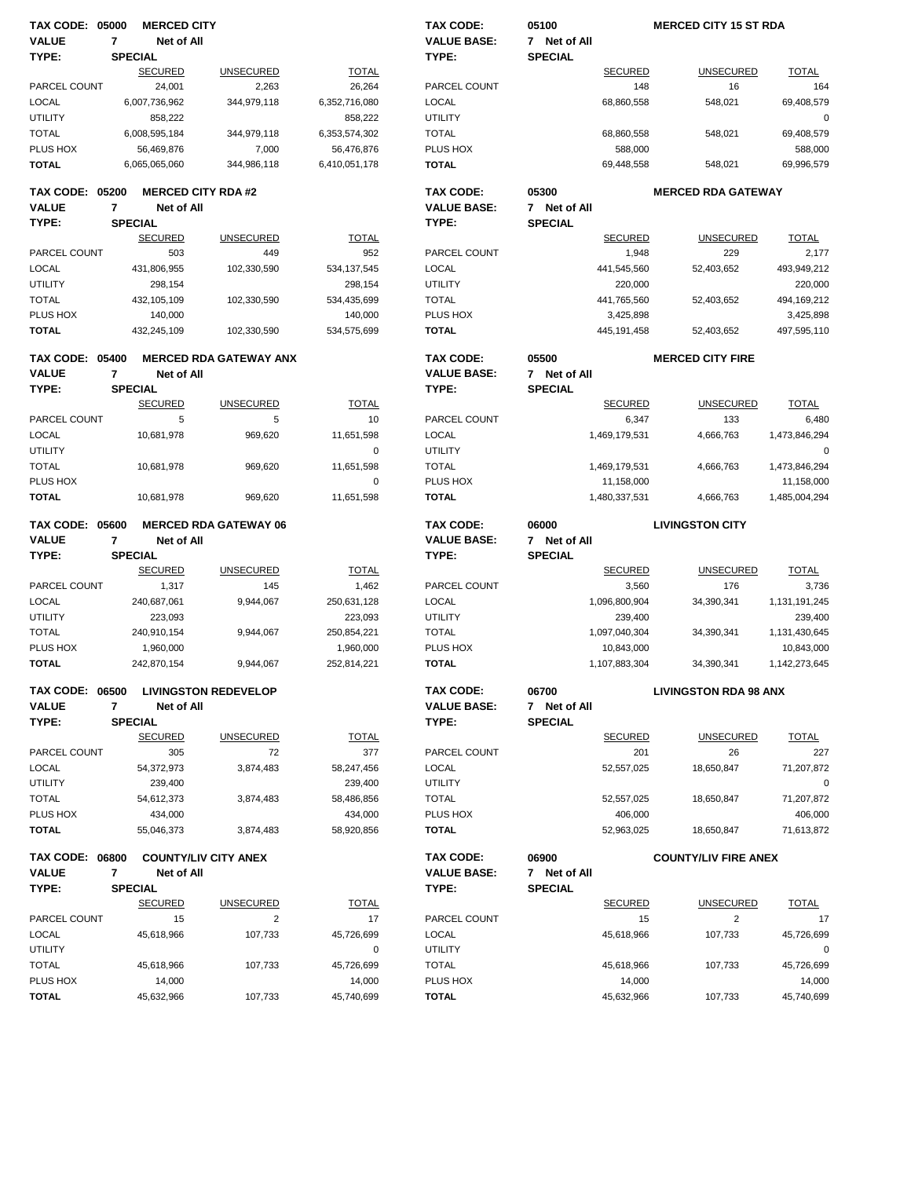**TAX CODE: 05000 MERCED CITY**
**VALUE TYPE: 7 Net of All SPECIAL**

| | SECURED | UNSECURED | TOTAL |
|---|---|---|---|
| PARCEL COUNT | 24,001 | 2,263 | 26,264 |
| LOCAL | 6,007,736,962 | 344,979,118 | 6,352,716,080 |
| UTILITY | 858,222 | | 858,222 |
| TOTAL | 6,008,595,184 | 344,979,118 | 6,353,574,302 |
| PLUS HOX | 56,469,876 | 7,000 | 56,476,876 |
| **TOTAL** | 6,065,065,060 | 344,986,118 | 6,410,051,178 |

**TAX CODE: 05100 MERCED CITY 15 ST RDA**
**VALUE BASE: 7 Net of All**
**TYPE: SPECIAL**

| | SECURED | UNSECURED | TOTAL |
|---|---|---|---|
| PARCEL COUNT | 148 | 16 | 164 |
| LOCAL | 68,860,558 | 548,021 | 69,408,579 |
| UTILITY | | | 0 |
| TOTAL | 68,860,558 | 548,021 | 69,408,579 |
| PLUS HOX | 588,000 | | 588,000 |
| **TOTAL** | 69,448,558 | 548,021 | 69,996,579 |

**TAX CODE: 05200 MERCED CITY RDA #2**
**VALUE TYPE: 7 Net of All SPECIAL**

| | SECURED | UNSECURED | TOTAL |
|---|---|---|---|
| PARCEL COUNT | 503 | 449 | 952 |
| LOCAL | 431,806,955 | 102,330,590 | 534,137,545 |
| UTILITY | 298,154 | | 298,154 |
| TOTAL | 432,105,109 | 102,330,590 | 534,435,699 |
| PLUS HOX | 140,000 | | 140,000 |
| **TOTAL** | 432,245,109 | 102,330,590 | 534,575,699 |

**TAX CODE: 05300 MERCED RDA GATEWAY**
**VALUE BASE: 7 Net of All**
**TYPE: SPECIAL**

| | SECURED | UNSECURED | TOTAL |
|---|---|---|---|
| PARCEL COUNT | 1,948 | 229 | 2,177 |
| LOCAL | 441,545,560 | 52,403,652 | 493,949,212 |
| UTILITY | 220,000 | | 220,000 |
| TOTAL | 441,765,560 | 52,403,652 | 494,169,212 |
| PLUS HOX | 3,425,898 | | 3,425,898 |
| **TOTAL** | 445,191,458 | 52,403,652 | 497,595,110 |

**TAX CODE: 05400 MERCED RDA GATEWAY ANX**
**VALUE TYPE: 7 Net of All SPECIAL**

| | SECURED | UNSECURED | TOTAL |
|---|---|---|---|
| PARCEL COUNT | 5 | 5 | 10 |
| LOCAL | 10,681,978 | 969,620 | 11,651,598 |
| UTILITY | | | 0 |
| TOTAL | 10,681,978 | 969,620 | 11,651,598 |
| PLUS HOX | | | 0 |
| **TOTAL** | 10,681,978 | 969,620 | 11,651,598 |

**TAX CODE: 05500 MERCED CITY FIRE**
**VALUE BASE: 7 Net of All**
**TYPE: SPECIAL**

| | SECURED | UNSECURED | TOTAL |
|---|---|---|---|
| PARCEL COUNT | 6,347 | 133 | 6,480 |
| LOCAL | 1,469,179,531 | 4,666,763 | 1,473,846,294 |
| UTILITY | | | 0 |
| TOTAL | 1,469,179,531 | 4,666,763 | 1,473,846,294 |
| PLUS HOX | 11,158,000 | | 11,158,000 |
| **TOTAL** | 1,480,337,531 | 4,666,763 | 1,485,004,294 |

**TAX CODE: 05600 MERCED RDA GATEWAY 06**
**VALUE TYPE: 7 Net of All SPECIAL**

| | SECURED | UNSECURED | TOTAL |
|---|---|---|---|
| PARCEL COUNT | 1,317 | 145 | 1,462 |
| LOCAL | 240,687,061 | 9,944,067 | 250,631,128 |
| UTILITY | 223,093 | | 223,093 |
| TOTAL | 240,910,154 | 9,944,067 | 250,854,221 |
| PLUS HOX | 1,960,000 | | 1,960,000 |
| **TOTAL** | 242,870,154 | 9,944,067 | 252,814,221 |

**TAX CODE: 06000 LIVINGSTON CITY**
**VALUE BASE: 7 Net of All**
**TYPE: SPECIAL**

| | SECURED | UNSECURED | TOTAL |
|---|---|---|---|
| PARCEL COUNT | 3,560 | 176 | 3,736 |
| LOCAL | 1,096,800,904 | 34,390,341 | 1,131,191,245 |
| UTILITY | 239,400 | | 239,400 |
| TOTAL | 1,097,040,304 | 34,390,341 | 1,131,430,645 |
| PLUS HOX | 10,843,000 | | 10,843,000 |
| **TOTAL** | 1,107,883,304 | 34,390,341 | 1,142,273,645 |

**TAX CODE: 06500 LIVINGSTON REDEVELOP**
**VALUE TYPE: 7 Net of All SPECIAL**

| | SECURED | UNSECURED | TOTAL |
|---|---|---|---|
| PARCEL COUNT | 305 | 72 | 377 |
| LOCAL | 54,372,973 | 3,874,483 | 58,247,456 |
| UTILITY | 239,400 | | 239,400 |
| TOTAL | 54,612,373 | 3,874,483 | 58,486,856 |
| PLUS HOX | 434,000 | | 434,000 |
| **TOTAL** | 55,046,373 | 3,874,483 | 58,920,856 |

**TAX CODE: 06700 LIVINGSTON RDA 98 ANX**
**VALUE BASE: 7 Net of All**
**TYPE: SPECIAL**

| | SECURED | UNSECURED | TOTAL |
|---|---|---|---|
| PARCEL COUNT | 201 | 26 | 227 |
| LOCAL | 52,557,025 | 18,650,847 | 71,207,872 |
| UTILITY | | | 0 |
| TOTAL | 52,557,025 | 18,650,847 | 71,207,872 |
| PLUS HOX | 406,000 | | 406,000 |
| **TOTAL** | 52,963,025 | 18,650,847 | 71,613,872 |

**TAX CODE: 06800 COUNTY/LIV CITY ANEX**
**VALUE TYPE: 7 Net of All SPECIAL**

| | SECURED | UNSECURED | TOTAL |
|---|---|---|---|
| PARCEL COUNT | 15 | 2 | 17 |
| LOCAL | 45,618,966 | 107,733 | 45,726,699 |
| UTILITY | | | 0 |
| TOTAL | 45,618,966 | 107,733 | 45,726,699 |
| PLUS HOX | 14,000 | | 14,000 |
| **TOTAL** | 45,632,966 | 107,733 | 45,740,699 |

**TAX CODE: 06900 COUNTY/LIV FIRE ANEX**
**VALUE BASE: 7 Net of All**
**TYPE: SPECIAL**

| | SECURED | UNSECURED | TOTAL |
|---|---|---|---|
| PARCEL COUNT | 15 | 2 | 17 |
| LOCAL | 45,618,966 | 107,733 | 45,726,699 |
| UTILITY | | | 0 |
| TOTAL | 45,618,966 | 107,733 | 45,726,699 |
| PLUS HOX | 14,000 | | 14,000 |
| **TOTAL** | 45,632,966 | 107,733 | 45,740,699 |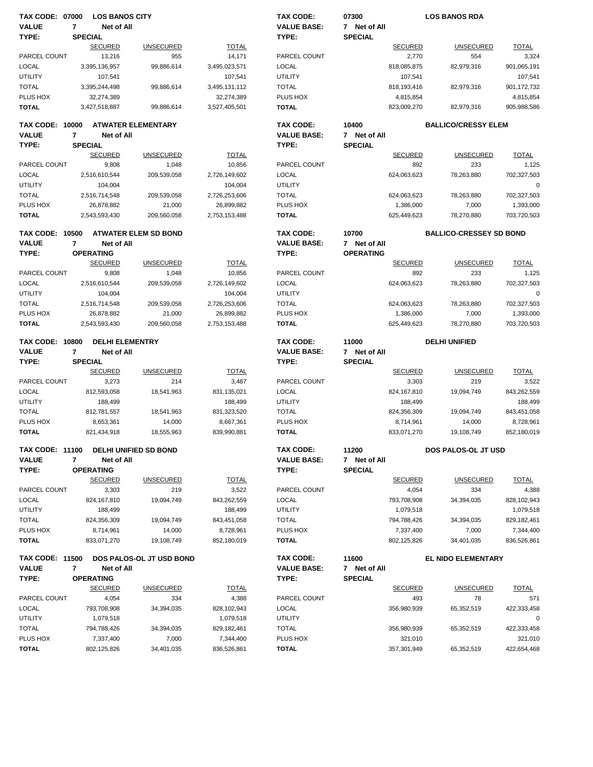**TAX CODE: 07000 LOS BANOS CITY**
**VALUE 7 Net of All**
**TYPE: SPECIAL**

| | SECURED | UNSECURED | TOTAL |
|---|---|---|---|
| PARCEL COUNT | 13,216 | 955 | 14,171 |
| LOCAL | 3,395,136,957 | 99,886,614 | 3,495,023,571 |
| UTILITY | 107,541 | | 107,541 |
| TOTAL | 3,395,244,498 | 99,886,614 | 3,495,131,112 |
| PLUS HOX | 32,274,389 | | 32,274,389 |
| **TOTAL** | 3,427,518,887 | 99,886,614 | 3,527,405,501 |

**TAX CODE: 07300 LOS BANOS RDA**
**VALUE BASE: 7 Net of All**
**TYPE: SPECIAL**

| | SECURED | UNSECURED | TOTAL |
|---|---|---|---|
| PARCEL COUNT | 2,770 | 554 | 3,324 |
| LOCAL | 818,085,875 | 82,979,316 | 901,065,191 |
| UTILITY | 107,541 | | 107,541 |
| TOTAL | 818,193,416 | 82,979,316 | 901,172,732 |
| PLUS HOX | 4,815,854 | | 4,815,854 |
| **TOTAL** | 823,009,270 | 82,979,316 | 905,988,586 |

**TAX CODE: 10000 ATWATER ELEMENTARY**
**VALUE 7 Net of All**
**TYPE: SPECIAL**

| | SECURED | UNSECURED | TOTAL |
|---|---|---|---|
| PARCEL COUNT | 9,808 | 1,048 | 10,856 |
| LOCAL | 2,516,610,544 | 209,539,058 | 2,726,149,602 |
| UTILITY | 104,004 | | 104,004 |
| TOTAL | 2,516,714,548 | 209,539,058 | 2,726,253,606 |
| PLUS HOX | 26,878,882 | 21,000 | 26,899,882 |
| **TOTAL** | 2,543,593,430 | 209,560,058 | 2,753,153,488 |

**TAX CODE: 10400 BALLICO/CRESSY ELEM**
**VALUE BASE: 7 Net of All**
**TYPE: SPECIAL**

| | SECURED | UNSECURED | TOTAL |
|---|---|---|---|
| PARCEL COUNT | 892 | 233 | 1,125 |
| LOCAL | 624,063,623 | 78,263,880 | 702,327,503 |
| UTILITY | | | 0 |
| TOTAL | 624,063,623 | 78,263,880 | 702,327,503 |
| PLUS HOX | 1,386,000 | 7,000 | 1,393,000 |
| **TOTAL** | 625,449,623 | 78,270,880 | 703,720,503 |

**TAX CODE: 10500 ATWATER ELEM SD BOND**
**VALUE 7 Net of All**
**TYPE: OPERATING**

| | SECURED | UNSECURED | TOTAL |
|---|---|---|---|
| PARCEL COUNT | 9,808 | 1,048 | 10,856 |
| LOCAL | 2,516,610,544 | 209,539,058 | 2,726,149,602 |
| UTILITY | 104,004 | | 104,004 |
| TOTAL | 2,516,714,548 | 209,539,058 | 2,726,253,606 |
| PLUS HOX | 26,878,882 | 21,000 | 26,899,882 |
| **TOTAL** | 2,543,593,430 | 209,560,058 | 2,753,153,488 |

**TAX CODE: 10700 BALLICO-CRESSEY SD BOND**
**VALUE BASE: 7 Net of All**
**TYPE: OPERATING**

| | SECURED | UNSECURED | TOTAL |
|---|---|---|---|
| PARCEL COUNT | 892 | 233 | 1,125 |
| LOCAL | 624,063,623 | 78,263,880 | 702,327,503 |
| UTILITY | | | 0 |
| TOTAL | 624,063,623 | 78,263,880 | 702,327,503 |
| PLUS HOX | 1,386,000 | 7,000 | 1,393,000 |
| **TOTAL** | 625,449,623 | 78,270,880 | 703,720,503 |

**TAX CODE: 10800 DELHI ELEMENTRY**
**VALUE 7 Net of All**
**TYPE: SPECIAL**

| | SECURED | UNSECURED | TOTAL |
|---|---|---|---|
| PARCEL COUNT | 3,273 | 214 | 3,487 |
| LOCAL | 812,593,058 | 18,541,963 | 831,135,021 |
| UTILITY | 188,499 | | 188,499 |
| TOTAL | 812,781,557 | 18,541,963 | 831,323,520 |
| PLUS HOX | 8,653,361 | 14,000 | 8,667,361 |
| **TOTAL** | 821,434,918 | 18,555,963 | 839,990,881 |

**TAX CODE: 11000 DELHI UNIFIED**
**VALUE BASE: 7 Net of All**
**TYPE: SPECIAL**

| | SECURED | UNSECURED | TOTAL |
|---|---|---|---|
| PARCEL COUNT | 3,303 | 219 | 3,522 |
| LOCAL | 824,167,810 | 19,094,749 | 843,262,559 |
| UTILITY | 188,499 | | 188,499 |
| TOTAL | 824,356,309 | 19,094,749 | 843,451,058 |
| PLUS HOX | 8,714,961 | 14,000 | 8,728,961 |
| **TOTAL** | 833,071,270 | 19,108,749 | 852,180,019 |

**TAX CODE: 11100 DELHI UNIFIED SD BOND**
**VALUE 7 Net of All**
**TYPE: OPERATING**

| | SECURED | UNSECURED | TOTAL |
|---|---|---|---|
| PARCEL COUNT | 3,303 | 219 | 3,522 |
| LOCAL | 824,167,810 | 19,094,749 | 843,262,559 |
| UTILITY | 188,499 | | 188,499 |
| TOTAL | 824,356,309 | 19,094,749 | 843,451,058 |
| PLUS HOX | 8,714,961 | 14,000 | 8,728,961 |
| **TOTAL** | 833,071,270 | 19,108,749 | 852,180,019 |

**TAX CODE: 11200 DOS PALOS-OL JT USD**
**VALUE BASE: 7 Net of All**
**TYPE: SPECIAL**

| | SECURED | UNSECURED | TOTAL |
|---|---|---|---|
| PARCEL COUNT | 4,054 | 334 | 4,388 |
| LOCAL | 793,708,908 | 34,394,035 | 828,102,943 |
| UTILITY | 1,079,518 | | 1,079,518 |
| TOTAL | 794,788,426 | 34,394,035 | 829,182,461 |
| PLUS HOX | 7,337,400 | 7,000 | 7,344,400 |
| **TOTAL** | 802,125,826 | 34,401,035 | 836,526,861 |

**TAX CODE: 11500 DOS PALOS-OL JT USD BOND**
**VALUE 7 Net of All**
**TYPE: OPERATING**

| | SECURED | UNSECURED | TOTAL |
|---|---|---|---|
| PARCEL COUNT | 4,054 | 334 | 4,388 |
| LOCAL | 793,708,908 | 34,394,035 | 828,102,943 |
| UTILITY | 1,079,518 | | 1,079,518 |
| TOTAL | 794,788,426 | 34,394,035 | 829,182,461 |
| PLUS HOX | 7,337,400 | 7,000 | 7,344,400 |
| **TOTAL** | 802,125,826 | 34,401,035 | 836,526,861 |

**TAX CODE: 11600 EL NIDO ELEMENTARY**
**VALUE BASE: 7 Net of All**
**TYPE: SPECIAL**

| | SECURED | UNSECURED | TOTAL |
|---|---|---|---|
| PARCEL COUNT | 493 | 78 | 571 |
| LOCAL | 356,980,939 | 65,352,519 | 422,333,458 |
| UTILITY | | | 0 |
| TOTAL | 356,980,939 | 65,352,519 | 422,333,458 |
| PLUS HOX | 321,010 | | 321,010 |
| **TOTAL** | 357,301,949 | 65,352,519 | 422,654,468 |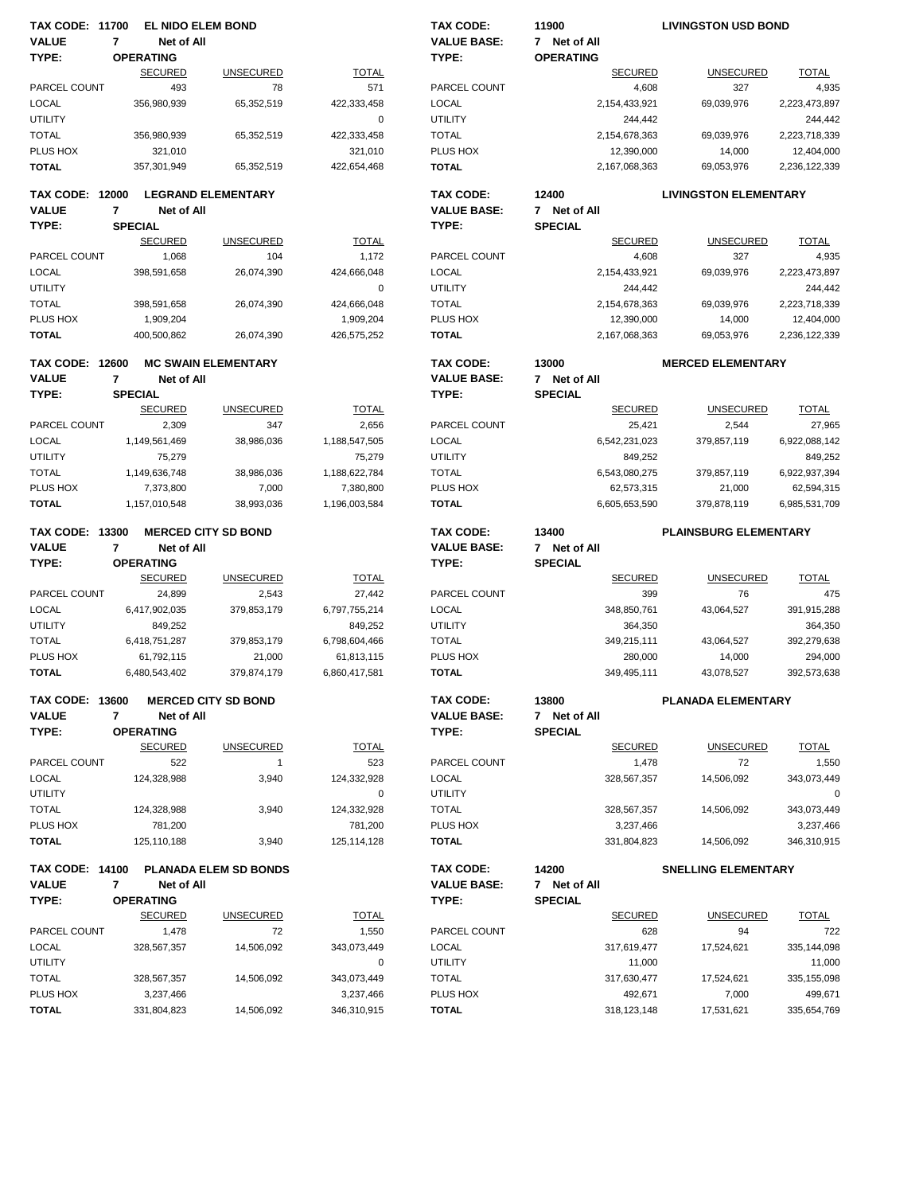**TAX CODE: 11700 EL NIDO ELEM BOND**
**VALUE 7 Net of All**
**TYPE: OPERATING**

| | SECURED | UNSECURED | TOTAL |
|---|---|---|---|
| PARCEL COUNT | 493 | 78 | 571 |
| LOCAL | 356,980,939 | 65,352,519 | 422,333,458 |
| UTILITY | | | 0 |
| TOTAL | 356,980,939 | 65,352,519 | 422,333,458 |
| PLUS HOX | 321,010 | | 321,010 |
| **TOTAL** | 357,301,949 | 65,352,519 | 422,654,468 |

**TAX CODE: 11900 LIVINGSTON USD BOND**
**VALUE BASE: 7 Net of All**
**TYPE: OPERATING**

| | SECURED | UNSECURED | TOTAL |
|---|---|---|---|
| PARCEL COUNT | 4,608 | 327 | 4,935 |
| LOCAL | 2,154,433,921 | 69,039,976 | 2,223,473,897 |
| UTILITY | 244,442 | | 244,442 |
| TOTAL | 2,154,678,363 | 69,039,976 | 2,223,718,339 |
| PLUS HOX | 12,390,000 | 14,000 | 12,404,000 |
| **TOTAL** | 2,167,068,363 | 69,053,976 | 2,236,122,339 |

**TAX CODE: 12000 LEGRAND ELEMENTARY**
**VALUE 7 Net of All**
**TYPE: SPECIAL**

| | SECURED | UNSECURED | TOTAL |
|---|---|---|---|
| PARCEL COUNT | 1,068 | 104 | 1,172 |
| LOCAL | 398,591,658 | 26,074,390 | 424,666,048 |
| UTILITY | | | 0 |
| TOTAL | 398,591,658 | 26,074,390 | 424,666,048 |
| PLUS HOX | 1,909,204 | | 1,909,204 |
| **TOTAL** | 400,500,862 | 26,074,390 | 426,575,252 |

**TAX CODE: 12400 LIVINGSTON ELEMENTARY**
**VALUE BASE: 7 Net of All**
**TYPE: SPECIAL**

| | SECURED | UNSECURED | TOTAL |
|---|---|---|---|
| PARCEL COUNT | 4,608 | 327 | 4,935 |
| LOCAL | 2,154,433,921 | 69,039,976 | 2,223,473,897 |
| UTILITY | 244,442 | | 244,442 |
| TOTAL | 2,154,678,363 | 69,039,976 | 2,223,718,339 |
| PLUS HOX | 12,390,000 | 14,000 | 12,404,000 |
| **TOTAL** | 2,167,068,363 | 69,053,976 | 2,236,122,339 |

**TAX CODE: 12600 MC SWAIN ELEMENTARY**
**VALUE 7 Net of All**
**TYPE: SPECIAL**

| | SECURED | UNSECURED | TOTAL |
|---|---|---|---|
| PARCEL COUNT | 2,309 | 347 | 2,656 |
| LOCAL | 1,149,561,469 | 38,986,036 | 1,188,547,505 |
| UTILITY | 75,279 | | 75,279 |
| TOTAL | 1,149,636,748 | 38,986,036 | 1,188,622,784 |
| PLUS HOX | 7,373,800 | 7,000 | 7,380,800 |
| **TOTAL** | 1,157,010,548 | 38,993,036 | 1,196,003,584 |

**TAX CODE: 13000 MERCED ELEMENTARY**
**VALUE BASE: 7 Net of All**
**TYPE: SPECIAL**

| | SECURED | UNSECURED | TOTAL |
|---|---|---|---|
| PARCEL COUNT | 25,421 | 2,544 | 27,965 |
| LOCAL | 6,542,231,023 | 379,857,119 | 6,922,088,142 |
| UTILITY | 849,252 | | 849,252 |
| TOTAL | 6,543,080,275 | 379,857,119 | 6,922,937,394 |
| PLUS HOX | 62,573,315 | 21,000 | 62,594,315 |
| **TOTAL** | 6,605,653,590 | 379,878,119 | 6,985,531,709 |

**TAX CODE: 13300 MERCED CITY SD BOND**
**VALUE 7 Net of All**
**TYPE: OPERATING**

| | SECURED | UNSECURED | TOTAL |
|---|---|---|---|
| PARCEL COUNT | 24,899 | 2,543 | 27,442 |
| LOCAL | 6,417,902,035 | 379,853,179 | 6,797,755,214 |
| UTILITY | 849,252 | | 849,252 |
| TOTAL | 6,418,751,287 | 379,853,179 | 6,798,604,466 |
| PLUS HOX | 61,792,115 | 21,000 | 61,813,115 |
| **TOTAL** | 6,480,543,402 | 379,874,179 | 6,860,417,581 |

**TAX CODE: 13400 PLAINSBURG ELEMENTARY**
**VALUE BASE: 7 Net of All**
**TYPE: SPECIAL**

| | SECURED | UNSECURED | TOTAL |
|---|---|---|---|
| PARCEL COUNT | 399 | 76 | 475 |
| LOCAL | 348,850,761 | 43,064,527 | 391,915,288 |
| UTILITY | 364,350 | | 364,350 |
| TOTAL | 349,215,111 | 43,064,527 | 392,279,638 |
| PLUS HOX | 280,000 | 14,000 | 294,000 |
| **TOTAL** | 349,495,111 | 43,078,527 | 392,573,638 |

**TAX CODE: 13600 MERCED CITY SD BOND**
**VALUE 7 Net of All**
**TYPE: OPERATING**

| | SECURED | UNSECURED | TOTAL |
|---|---|---|---|
| PARCEL COUNT | 522 | 1 | 523 |
| LOCAL | 124,328,988 | 3,940 | 124,332,928 |
| UTILITY | | | 0 |
| TOTAL | 124,328,988 | 3,940 | 124,332,928 |
| PLUS HOX | 781,200 | | 781,200 |
| **TOTAL** | 125,110,188 | 3,940 | 125,114,128 |

**TAX CODE: 13800 PLANADA ELEMENTARY**
**VALUE BASE: 7 Net of All**
**TYPE: SPECIAL**

| | SECURED | UNSECURED | TOTAL |
|---|---|---|---|
| PARCEL COUNT | 1,478 | 72 | 1,550 |
| LOCAL | 328,567,357 | 14,506,092 | 343,073,449 |
| UTILITY | | | 0 |
| TOTAL | 328,567,357 | 14,506,092 | 343,073,449 |
| PLUS HOX | 3,237,466 | | 3,237,466 |
| **TOTAL** | 331,804,823 | 14,506,092 | 346,310,915 |

**TAX CODE: 14100 PLANADA ELEM SD BONDS**
**VALUE 7 Net of All**
**TYPE: OPERATING**

| | SECURED | UNSECURED | TOTAL |
|---|---|---|---|
| PARCEL COUNT | 1,478 | 72 | 1,550 |
| LOCAL | 328,567,357 | 14,506,092 | 343,073,449 |
| UTILITY | | | 0 |
| TOTAL | 328,567,357 | 14,506,092 | 343,073,449 |
| PLUS HOX | 3,237,466 | | 3,237,466 |
| **TOTAL** | 331,804,823 | 14,506,092 | 346,310,915 |

**TAX CODE: 14200 SNELLING ELEMENTARY**
**VALUE BASE: 7 Net of All**
**TYPE: SPECIAL**

| | SECURED | UNSECURED | TOTAL |
|---|---|---|---|
| PARCEL COUNT | 628 | 94 | 722 |
| LOCAL | 317,619,477 | 17,524,621 | 335,144,098 |
| UTILITY | 11,000 | | 11,000 |
| TOTAL | 317,630,477 | 17,524,621 | 335,155,098 |
| PLUS HOX | 492,671 | 7,000 | 499,671 |
| **TOTAL** | 318,123,148 | 17,531,621 | 335,654,769 |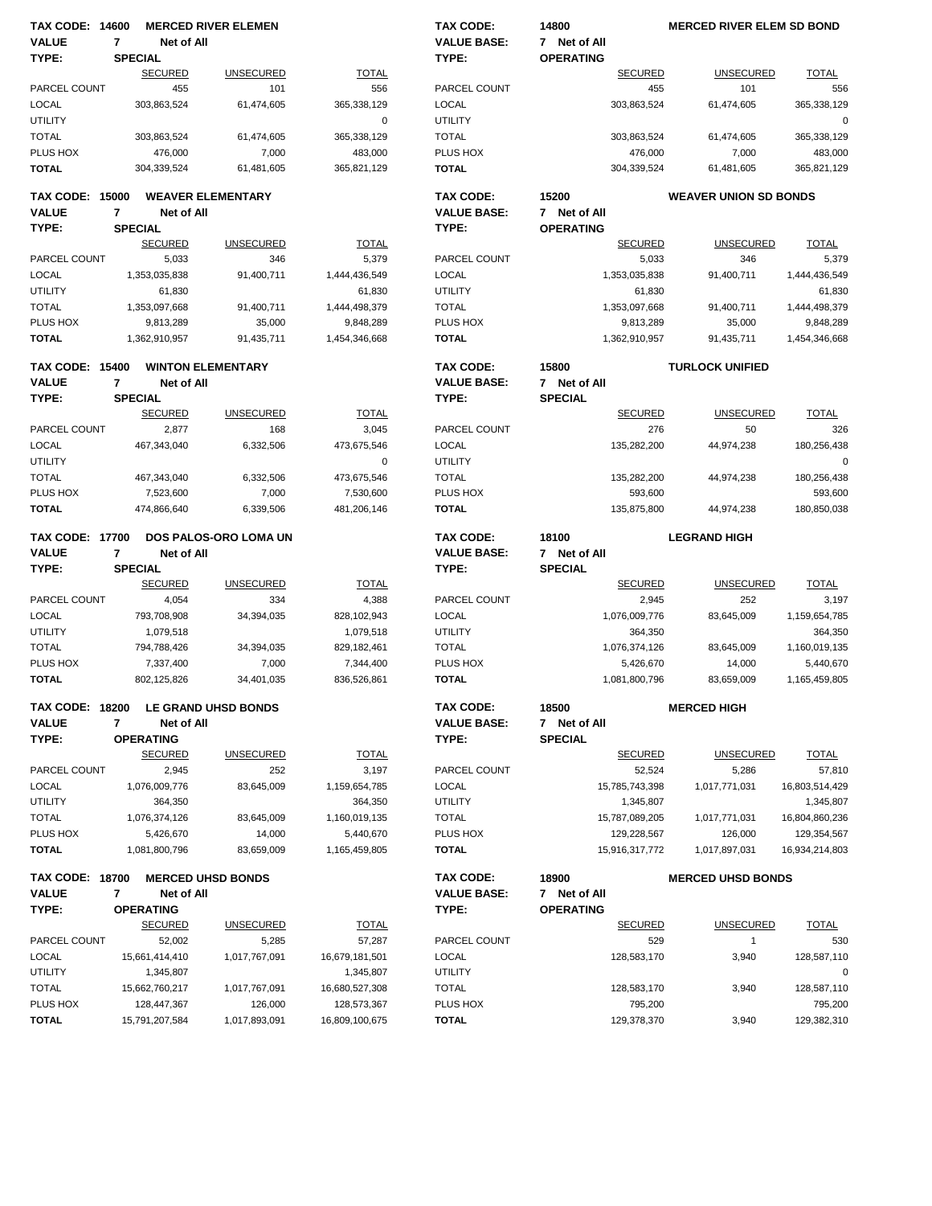**TAX CODE: 14600 MERCED RIVER ELEMEN**
**VALUE 7 Net of All**
**TYPE: SPECIAL**

| | SECURED | UNSECURED | TOTAL |
|---|---|---|---|
| PARCEL COUNT | 455 | 101 | 556 |
| LOCAL | 303,863,524 | 61,474,605 | 365,338,129 |
| UTILITY | | | 0 |
| TOTAL | 303,863,524 | 61,474,605 | 365,338,129 |
| PLUS HOX | 476,000 | 7,000 | 483,000 |
| **TOTAL** | 304,339,524 | 61,481,605 | 365,821,129 |

**TAX CODE: 14800 MERCED RIVER ELEM SD BOND**
**VALUE BASE: 7 Net of All**
**TYPE: OPERATING**

| | SECURED | UNSECURED | TOTAL |
|---|---|---|---|
| PARCEL COUNT | 455 | 101 | 556 |
| LOCAL | 303,863,524 | 61,474,605 | 365,338,129 |
| UTILITY | | | 0 |
| TOTAL | 303,863,524 | 61,474,605 | 365,338,129 |
| PLUS HOX | 476,000 | 7,000 | 483,000 |
| **TOTAL** | 304,339,524 | 61,481,605 | 365,821,129 |

**TAX CODE: 15000 WEAVER ELEMENTARY**
**VALUE 7 Net of All**
**TYPE: SPECIAL**

| | SECURED | UNSECURED | TOTAL |
|---|---|---|---|
| PARCEL COUNT | 5,033 | 346 | 5,379 |
| LOCAL | 1,353,035,838 | 91,400,711 | 1,444,436,549 |
| UTILITY | 61,830 | | 61,830 |
| TOTAL | 1,353,097,668 | 91,400,711 | 1,444,498,379 |
| PLUS HOX | 9,813,289 | 35,000 | 9,848,289 |
| **TOTAL** | 1,362,910,957 | 91,435,711 | 1,454,346,668 |

**TAX CODE: 15200 WEAVER UNION SD BONDS**
**VALUE BASE: 7 Net of All**
**TYPE: OPERATING**

| | SECURED | UNSECURED | TOTAL |
|---|---|---|---|
| PARCEL COUNT | 5,033 | 346 | 5,379 |
| LOCAL | 1,353,035,838 | 91,400,711 | 1,444,436,549 |
| UTILITY | 61,830 | | 61,830 |
| TOTAL | 1,353,097,668 | 91,400,711 | 1,444,498,379 |
| PLUS HOX | 9,813,289 | 35,000 | 9,848,289 |
| **TOTAL** | 1,362,910,957 | 91,435,711 | 1,454,346,668 |

**TAX CODE: 15400 WINTON ELEMENTARY**
**VALUE 7 Net of All**
**TYPE: SPECIAL**

| | SECURED | UNSECURED | TOTAL |
|---|---|---|---|
| PARCEL COUNT | 2,877 | 168 | 3,045 |
| LOCAL | 467,343,040 | 6,332,506 | 473,675,546 |
| UTILITY | | | 0 |
| TOTAL | 467,343,040 | 6,332,506 | 473,675,546 |
| PLUS HOX | 7,523,600 | 7,000 | 7,530,600 |
| **TOTAL** | 474,866,640 | 6,339,506 | 481,206,146 |

**TAX CODE: 15800 TURLOCK UNIFIED**
**VALUE BASE: 7 Net of All**
**TYPE: SPECIAL**

| | SECURED | UNSECURED | TOTAL |
|---|---|---|---|
| PARCEL COUNT | 276 | 50 | 326 |
| LOCAL | 135,282,200 | 44,974,238 | 180,256,438 |
| UTILITY | | | 0 |
| TOTAL | 135,282,200 | 44,974,238 | 180,256,438 |
| PLUS HOX | 593,600 | | 593,600 |
| **TOTAL** | 135,875,800 | 44,974,238 | 180,850,038 |

**TAX CODE: 17700 DOS PALOS-ORO LOMA UN**
**VALUE 7 Net of All**
**TYPE: SPECIAL**

| | SECURED | UNSECURED | TOTAL |
|---|---|---|---|
| PARCEL COUNT | 4,054 | 334 | 4,388 |
| LOCAL | 793,708,908 | 34,394,035 | 828,102,943 |
| UTILITY | 1,079,518 | | 1,079,518 |
| TOTAL | 794,788,426 | 34,394,035 | 829,182,461 |
| PLUS HOX | 7,337,400 | 7,000 | 7,344,400 |
| **TOTAL** | 802,125,826 | 34,401,035 | 836,526,861 |

**TAX CODE: 18100 LEGRAND HIGH**
**VALUE BASE: 7 Net of All**
**TYPE: SPECIAL**

| | SECURED | UNSECURED | TOTAL |
|---|---|---|---|
| PARCEL COUNT | 2,945 | 252 | 3,197 |
| LOCAL | 1,076,009,776 | 83,645,009 | 1,159,654,785 |
| UTILITY | 364,350 | | 364,350 |
| TOTAL | 1,076,374,126 | 83,645,009 | 1,160,019,135 |
| PLUS HOX | 5,426,670 | 14,000 | 5,440,670 |
| **TOTAL** | 1,081,800,796 | 83,659,009 | 1,165,459,805 |

**TAX CODE: 18200 LE GRAND UHSD BONDS**
**VALUE 7 Net of All**
**TYPE: OPERATING**

| | SECURED | UNSECURED | TOTAL |
|---|---|---|---|
| PARCEL COUNT | 2,945 | 252 | 3,197 |
| LOCAL | 1,076,009,776 | 83,645,009 | 1,159,654,785 |
| UTILITY | 364,350 | | 364,350 |
| TOTAL | 1,076,374,126 | 83,645,009 | 1,160,019,135 |
| PLUS HOX | 5,426,670 | 14,000 | 5,440,670 |
| **TOTAL** | 1,081,800,796 | 83,659,009 | 1,165,459,805 |

**TAX CODE: 18500 MERCED HIGH**
**VALUE BASE: 7 Net of All**
**TYPE: SPECIAL**

| | SECURED | UNSECURED | TOTAL |
|---|---|---|---|
| PARCEL COUNT | 52,524 | 5,286 | 57,810 |
| LOCAL | 15,785,743,398 | 1,017,771,031 | 16,803,514,429 |
| UTILITY | 1,345,807 | | 1,345,807 |
| TOTAL | 15,787,089,205 | 1,017,771,031 | 16,804,860,236 |
| PLUS HOX | 129,228,567 | 126,000 | 129,354,567 |
| **TOTAL** | 15,916,317,772 | 1,017,897,031 | 16,934,214,803 |

**TAX CODE: 18700 MERCED UHSD BONDS**
**VALUE 7 Net of All**
**TYPE: OPERATING**

| | SECURED | UNSECURED | TOTAL |
|---|---|---|---|
| PARCEL COUNT | 52,002 | 5,285 | 57,287 |
| LOCAL | 15,661,414,410 | 1,017,767,091 | 16,679,181,501 |
| UTILITY | 1,345,807 | | 1,345,807 |
| TOTAL | 15,662,760,217 | 1,017,767,091 | 16,680,527,308 |
| PLUS HOX | 128,447,367 | 126,000 | 128,573,367 |
| **TOTAL** | 15,791,207,584 | 1,017,893,091 | 16,809,100,675 |

**TAX CODE: 18900 MERCED UHSD BONDS**
**VALUE BASE: 7 Net of All**
**TYPE: OPERATING**

| | SECURED | UNSECURED | TOTAL |
|---|---|---|---|
| PARCEL COUNT | 529 | 1 | 530 |
| LOCAL | 128,583,170 | 3,940 | 128,587,110 |
| UTILITY | | | 0 |
| TOTAL | 128,583,170 | 3,940 | 128,587,110 |
| PLUS HOX | 795,200 | | 795,200 |
| **TOTAL** | 129,378,370 | 3,940 | 129,382,310 |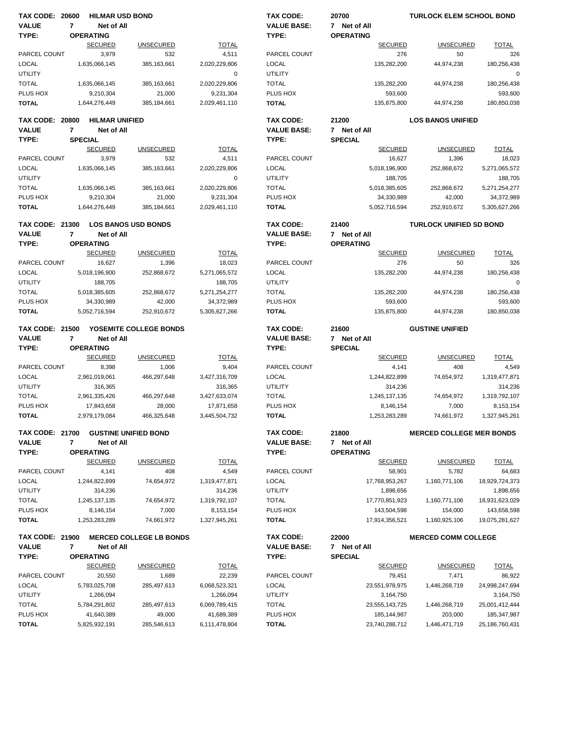**TAX CODE: 20600 HILMAR USD BOND**
**VALUE TYPE: 7 Net of All**
**OPERATING**

| | SECURED | UNSECURED | TOTAL |
|---|---|---|---|
| PARCEL COUNT | 3,979 | 532 | 4,511 |
| LOCAL | 1,635,066,145 | 385,163,661 | 2,020,229,806 |
| UTILITY | | | 0 |
| TOTAL | 1,635,066,145 | 385,163,661 | 2,020,229,806 |
| PLUS HOX | 9,210,304 | 21,000 | 9,231,304 |
| **TOTAL** | 1,644,276,449 | 385,184,661 | 2,029,461,110 |

**TAX CODE: 20700 TURLOCK ELEM SCHOOL BOND**
**VALUE BASE: 7 Net of All**
**TYPE: OPERATING**

| | SECURED | UNSECURED | TOTAL |
|---|---|---|---|
| PARCEL COUNT | 276 | 50 | 326 |
| LOCAL | 135,282,200 | 44,974,238 | 180,256,438 |
| UTILITY | | | 0 |
| TOTAL | 135,282,200 | 44,974,238 | 180,256,438 |
| PLUS HOX | 593,600 | | 593,600 |
| **TOTAL** | 135,875,800 | 44,974,238 | 180,850,038 |

**TAX CODE: 20800 HILMAR UNIFIED**
**VALUE TYPE: 7 Net of All**
**SPECIAL**

| | SECURED | UNSECURED | TOTAL |
|---|---|---|---|
| PARCEL COUNT | 3,979 | 532 | 4,511 |
| LOCAL | 1,635,066,145 | 385,163,661 | 2,020,229,806 |
| UTILITY | | | 0 |
| TOTAL | 1,635,066,145 | 385,163,661 | 2,020,229,806 |
| PLUS HOX | 9,210,304 | 21,000 | 9,231,304 |
| **TOTAL** | 1,644,276,449 | 385,184,661 | 2,029,461,110 |

**TAX CODE: 21200 LOS BANOS UNIFIED**
**VALUE BASE: 7 Net of All**
**TYPE: SPECIAL**

| | SECURED | UNSECURED | TOTAL |
|---|---|---|---|
| PARCEL COUNT | 16,627 | 1,396 | 18,023 |
| LOCAL | 5,018,196,900 | 252,868,672 | 5,271,065,572 |
| UTILITY | 188,705 | | 188,705 |
| TOTAL | 5,018,385,605 | 252,868,672 | 5,271,254,277 |
| PLUS HOX | 34,330,989 | 42,000 | 34,372,989 |
| **TOTAL** | 5,052,716,594 | 252,910,672 | 5,305,627,266 |

**TAX CODE: 21300 LOS BANOS USD BONDS**
**VALUE TYPE: 7 Net of All**
**OPERATING**

| | SECURED | UNSECURED | TOTAL |
|---|---|---|---|
| PARCEL COUNT | 16,627 | 1,396 | 18,023 |
| LOCAL | 5,018,196,900 | 252,868,672 | 5,271,065,572 |
| UTILITY | 188,705 | | 188,705 |
| TOTAL | 5,018,385,605 | 252,868,672 | 5,271,254,277 |
| PLUS HOX | 34,330,989 | 42,000 | 34,372,989 |
| **TOTAL** | 5,052,716,594 | 252,910,672 | 5,305,627,266 |

**TAX CODE: 21400 TURLOCK UNIFIED SD BOND**
**VALUE BASE: 7 Net of All**
**TYPE: OPERATING**

| | SECURED | UNSECURED | TOTAL |
|---|---|---|---|
| PARCEL COUNT | 276 | 50 | 326 |
| LOCAL | 135,282,200 | 44,974,238 | 180,256,438 |
| UTILITY | | | 0 |
| TOTAL | 135,282,200 | 44,974,238 | 180,256,438 |
| PLUS HOX | 593,600 | | 593,600 |
| **TOTAL** | 135,875,800 | 44,974,238 | 180,850,038 |

**TAX CODE: 21500 YOSEMITE COLLEGE BONDS**
**VALUE TYPE: 7 Net of All**
**OPERATING**

| | SECURED | UNSECURED | TOTAL |
|---|---|---|---|
| PARCEL COUNT | 8,398 | 1,006 | 9,404 |
| LOCAL | 2,961,019,061 | 466,297,648 | 3,427,316,709 |
| UTILITY | 316,365 | | 316,365 |
| TOTAL | 2,961,335,426 | 466,297,648 | 3,427,633,074 |
| PLUS HOX | 17,843,658 | 28,000 | 17,871,658 |
| **TOTAL** | 2,979,179,084 | 466,325,648 | 3,445,504,732 |

**TAX CODE: 21600 GUSTINE UNIFIED**
**VALUE BASE: 7 Net of All**
**TYPE: SPECIAL**

| | SECURED | UNSECURED | TOTAL |
|---|---|---|---|
| PARCEL COUNT | 4,141 | 408 | 4,549 |
| LOCAL | 1,244,822,899 | 74,654,972 | 1,319,477,871 |
| UTILITY | 314,236 | | 314,236 |
| TOTAL | 1,245,137,135 | 74,654,972 | 1,319,792,107 |
| PLUS HOX | 8,146,154 | 7,000 | 8,153,154 |
| **TOTAL** | 1,253,283,289 | 74,661,972 | 1,327,945,261 |

**TAX CODE: 21700 GUSTINE UNIFIED BOND**
**VALUE TYPE: 7 Net of All**
**OPERATING**

| | SECURED | UNSECURED | TOTAL |
|---|---|---|---|
| PARCEL COUNT | 4,141 | 408 | 4,549 |
| LOCAL | 1,244,822,899 | 74,654,972 | 1,319,477,871 |
| UTILITY | 314,236 | | 314,236 |
| TOTAL | 1,245,137,135 | 74,654,972 | 1,319,792,107 |
| PLUS HOX | 8,146,154 | 7,000 | 8,153,154 |
| **TOTAL** | 1,253,283,289 | 74,661,972 | 1,327,945,261 |

**TAX CODE: 21800 MERCED COLLEGE MER BONDS**
**VALUE BASE: 7 Net of All**
**TYPE: OPERATING**

| | SECURED | UNSECURED | TOTAL |
|---|---|---|---|
| PARCEL COUNT | 58,901 | 5,782 | 64,683 |
| LOCAL | 17,768,953,267 | 1,160,771,106 | 18,929,724,373 |
| UTILITY | 1,898,656 | | 1,898,656 |
| TOTAL | 17,770,851,923 | 1,160,771,106 | 18,931,623,029 |
| PLUS HOX | 143,504,598 | 154,000 | 143,658,598 |
| **TOTAL** | 17,914,356,521 | 1,160,925,106 | 19,075,281,627 |

**TAX CODE: 21900 MERCED COLLEGE LB BONDS**
**VALUE TYPE: 7 Net of All**
**OPERATING**

| | SECURED | UNSECURED | TOTAL |
|---|---|---|---|
| PARCEL COUNT | 20,550 | 1,689 | 22,239 |
| LOCAL | 5,783,025,708 | 285,497,613 | 6,068,523,321 |
| UTILITY | 1,266,094 | | 1,266,094 |
| TOTAL | 5,784,291,802 | 285,497,613 | 6,069,789,415 |
| PLUS HOX | 41,640,389 | 49,000 | 41,689,389 |
| **TOTAL** | 5,825,932,191 | 285,546,613 | 6,111,478,804 |

**TAX CODE: 22000 MERCED COMM COLLEGE**
**VALUE BASE: 7 Net of All**
**TYPE: SPECIAL**

| | SECURED | UNSECURED | TOTAL |
|---|---|---|---|
| PARCEL COUNT | 79,451 | 7,471 | 86,922 |
| LOCAL | 23,551,978,975 | 1,446,268,719 | 24,998,247,694 |
| UTILITY | 3,164,750 | | 3,164,750 |
| TOTAL | 23,555,143,725 | 1,446,268,719 | 25,001,412,444 |
| PLUS HOX | 185,144,987 | 203,000 | 185,347,987 |
| **TOTAL** | 23,740,288,712 | 1,446,471,719 | 25,186,760,431 |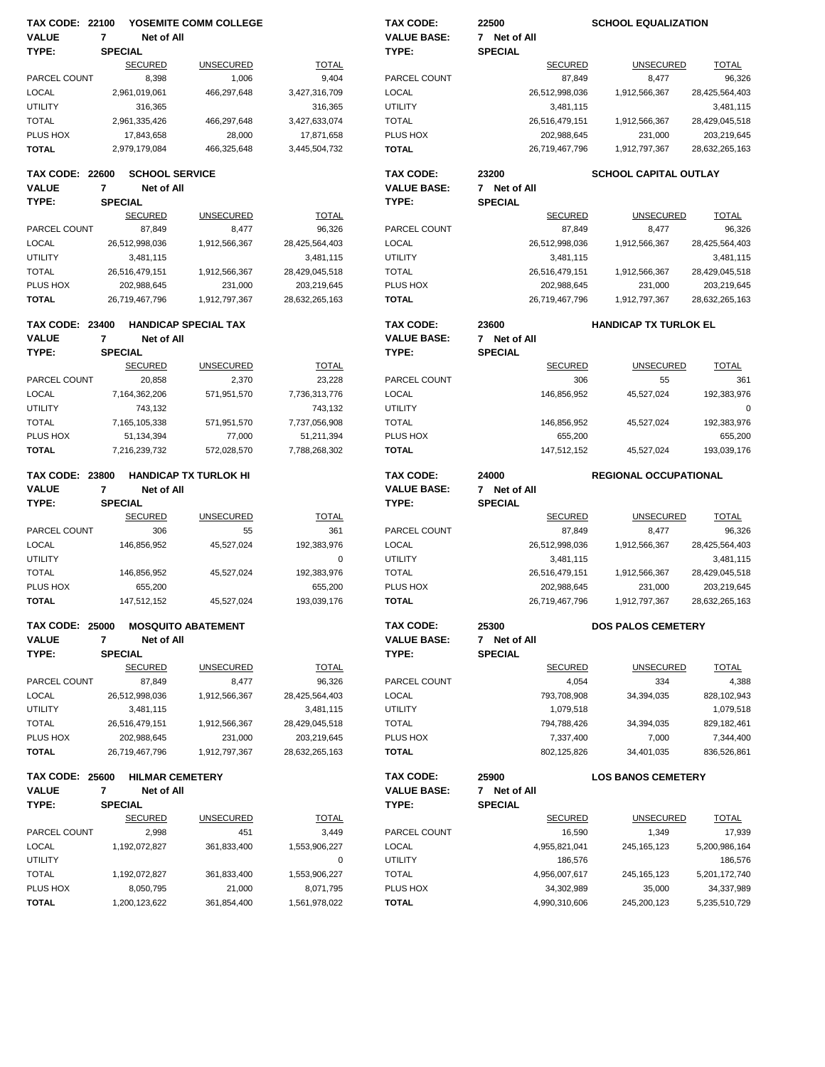**TAX CODE: 22100 YOSEMITE COMM COLLEGE**
**VALUE TYPE: 7 Net of All**
**SPECIAL**

| | SECURED | UNSECURED | TOTAL |
|---|---|---|---|
| PARCEL COUNT | 8,398 | 1,006 | 9,404 |
| LOCAL | 2,961,019,061 | 466,297,648 | 3,427,316,709 |
| UTILITY | 316,365 | | 316,365 |
| TOTAL | 2,961,335,426 | 466,297,648 | 3,427,633,074 |
| PLUS HOX | 17,843,658 | 28,000 | 17,871,658 |
| **TOTAL** | 2,979,179,084 | 466,325,648 | 3,445,504,732 |

**TAX CODE: 22500 SCHOOL EQUALIZATION**
**VALUE BASE: 7 Net of All**
**TYPE: SPECIAL**

| | SECURED | UNSECURED | TOTAL |
|---|---|---|---|
| PARCEL COUNT | 87,849 | 8,477 | 96,326 |
| LOCAL | 26,512,998,036 | 1,912,566,367 | 28,425,564,403 |
| UTILITY | 3,481,115 | | 3,481,115 |
| TOTAL | 26,516,479,151 | 1,912,566,367 | 28,429,045,518 |
| PLUS HOX | 202,988,645 | 231,000 | 203,219,645 |
| **TOTAL** | 26,719,467,796 | 1,912,797,367 | 28,632,265,163 |

**TAX CODE: 22600 SCHOOL SERVICE**
**VALUE TYPE: 7 Net of All**
**SPECIAL**

| | SECURED | UNSECURED | TOTAL |
|---|---|---|---|
| PARCEL COUNT | 87,849 | 8,477 | 96,326 |
| LOCAL | 26,512,998,036 | 1,912,566,367 | 28,425,564,403 |
| UTILITY | 3,481,115 | | 3,481,115 |
| TOTAL | 26,516,479,151 | 1,912,566,367 | 28,429,045,518 |
| PLUS HOX | 202,988,645 | 231,000 | 203,219,645 |
| **TOTAL** | 26,719,467,796 | 1,912,797,367 | 28,632,265,163 |

**TAX CODE: 23200 SCHOOL CAPITAL OUTLAY**
**VALUE BASE: 7 Net of All**
**TYPE: SPECIAL**

| | SECURED | UNSECURED | TOTAL |
|---|---|---|---|
| PARCEL COUNT | 87,849 | 8,477 | 96,326 |
| LOCAL | 26,512,998,036 | 1,912,566,367 | 28,425,564,403 |
| UTILITY | 3,481,115 | | 3,481,115 |
| TOTAL | 26,516,479,151 | 1,912,566,367 | 28,429,045,518 |
| PLUS HOX | 202,988,645 | 231,000 | 203,219,645 |
| **TOTAL** | 26,719,467,796 | 1,912,797,367 | 28,632,265,163 |

**TAX CODE: 23400 HANDICAP SPECIAL TAX**
**VALUE TYPE: 7 Net of All**
**SPECIAL**

| | SECURED | UNSECURED | TOTAL |
|---|---|---|---|
| PARCEL COUNT | 20,858 | 2,370 | 23,228 |
| LOCAL | 7,164,362,206 | 571,951,570 | 7,736,313,776 |
| UTILITY | 743,132 | | 743,132 |
| TOTAL | 7,165,105,338 | 571,951,570 | 7,737,056,908 |
| PLUS HOX | 51,134,394 | 77,000 | 51,211,394 |
| **TOTAL** | 7,216,239,732 | 572,028,570 | 7,788,268,302 |

**TAX CODE: 23600 HANDICAP TX TURLOK EL**
**VALUE BASE: 7 Net of All**
**TYPE: SPECIAL**

| | SECURED | UNSECURED | TOTAL |
|---|---|---|---|
| PARCEL COUNT | 306 | 55 | 361 |
| LOCAL | 146,856,952 | 45,527,024 | 192,383,976 |
| UTILITY | | | 0 |
| TOTAL | 146,856,952 | 45,527,024 | 192,383,976 |
| PLUS HOX | 655,200 | | 655,200 |
| **TOTAL** | 147,512,152 | 45,527,024 | 193,039,176 |

**TAX CODE: 23800 HANDICAP TX TURLOK HI**
**VALUE TYPE: 7 Net of All**
**SPECIAL**

| | SECURED | UNSECURED | TOTAL |
|---|---|---|---|
| PARCEL COUNT | 306 | 55 | 361 |
| LOCAL | 146,856,952 | 45,527,024 | 192,383,976 |
| UTILITY | | | 0 |
| TOTAL | 146,856,952 | 45,527,024 | 192,383,976 |
| PLUS HOX | 655,200 | | 655,200 |
| **TOTAL** | 147,512,152 | 45,527,024 | 193,039,176 |

**TAX CODE: 24000 REGIONAL OCCUPATIONAL**
**VALUE BASE: 7 Net of All**
**TYPE: SPECIAL**

| | SECURED | UNSECURED | TOTAL |
|---|---|---|---|
| PARCEL COUNT | 87,849 | 8,477 | 96,326 |
| LOCAL | 26,512,998,036 | 1,912,566,367 | 28,425,564,403 |
| UTILITY | 3,481,115 | | 3,481,115 |
| TOTAL | 26,516,479,151 | 1,912,566,367 | 28,429,045,518 |
| PLUS HOX | 202,988,645 | 231,000 | 203,219,645 |
| **TOTAL** | 26,719,467,796 | 1,912,797,367 | 28,632,265,163 |

**TAX CODE: 25000 MOSQUITO ABATEMENT**
**VALUE TYPE: 7 Net of All**
**SPECIAL**

| | SECURED | UNSECURED | TOTAL |
|---|---|---|---|
| PARCEL COUNT | 87,849 | 8,477 | 96,326 |
| LOCAL | 26,512,998,036 | 1,912,566,367 | 28,425,564,403 |
| UTILITY | 3,481,115 | | 3,481,115 |
| TOTAL | 26,516,479,151 | 1,912,566,367 | 28,429,045,518 |
| PLUS HOX | 202,988,645 | 231,000 | 203,219,645 |
| **TOTAL** | 26,719,467,796 | 1,912,797,367 | 28,632,265,163 |

**TAX CODE: 25300 DOS PALOS CEMETERY**
**VALUE BASE: 7 Net of All**
**TYPE: SPECIAL**

| | SECURED | UNSECURED | TOTAL |
|---|---|---|---|
| PARCEL COUNT | 4,054 | 334 | 4,388 |
| LOCAL | 793,708,908 | 34,394,035 | 828,102,943 |
| UTILITY | 1,079,518 | | 1,079,518 |
| TOTAL | 794,788,426 | 34,394,035 | 829,182,461 |
| PLUS HOX | 7,337,400 | 7,000 | 7,344,400 |
| **TOTAL** | 802,125,826 | 34,401,035 | 836,526,861 |

**TAX CODE: 25600 HILMAR CEMETERY**
**VALUE TYPE: 7 Net of All**
**SPECIAL**

| | SECURED | UNSECURED | TOTAL |
|---|---|---|---|
| PARCEL COUNT | 2,998 | 451 | 3,449 |
| LOCAL | 1,192,072,827 | 361,833,400 | 1,553,906,227 |
| UTILITY | | | 0 |
| TOTAL | 1,192,072,827 | 361,833,400 | 1,553,906,227 |
| PLUS HOX | 8,050,795 | 21,000 | 8,071,795 |
| **TOTAL** | 1,200,123,622 | 361,854,400 | 1,561,978,022 |

**TAX CODE: 25900 LOS BANOS CEMETERY**
**VALUE BASE: 7 Net of All**
**TYPE: SPECIAL**

| | SECURED | UNSECURED | TOTAL |
|---|---|---|---|
| PARCEL COUNT | 16,590 | 1,349 | 17,939 |
| LOCAL | 4,955,821,041 | 245,165,123 | 5,200,986,164 |
| UTILITY | 186,576 | | 186,576 |
| TOTAL | 4,956,007,617 | 245,165,123 | 5,201,172,740 |
| PLUS HOX | 34,302,989 | 35,000 | 34,337,989 |
| **TOTAL** | 4,990,310,606 | 245,200,123 | 5,235,510,729 |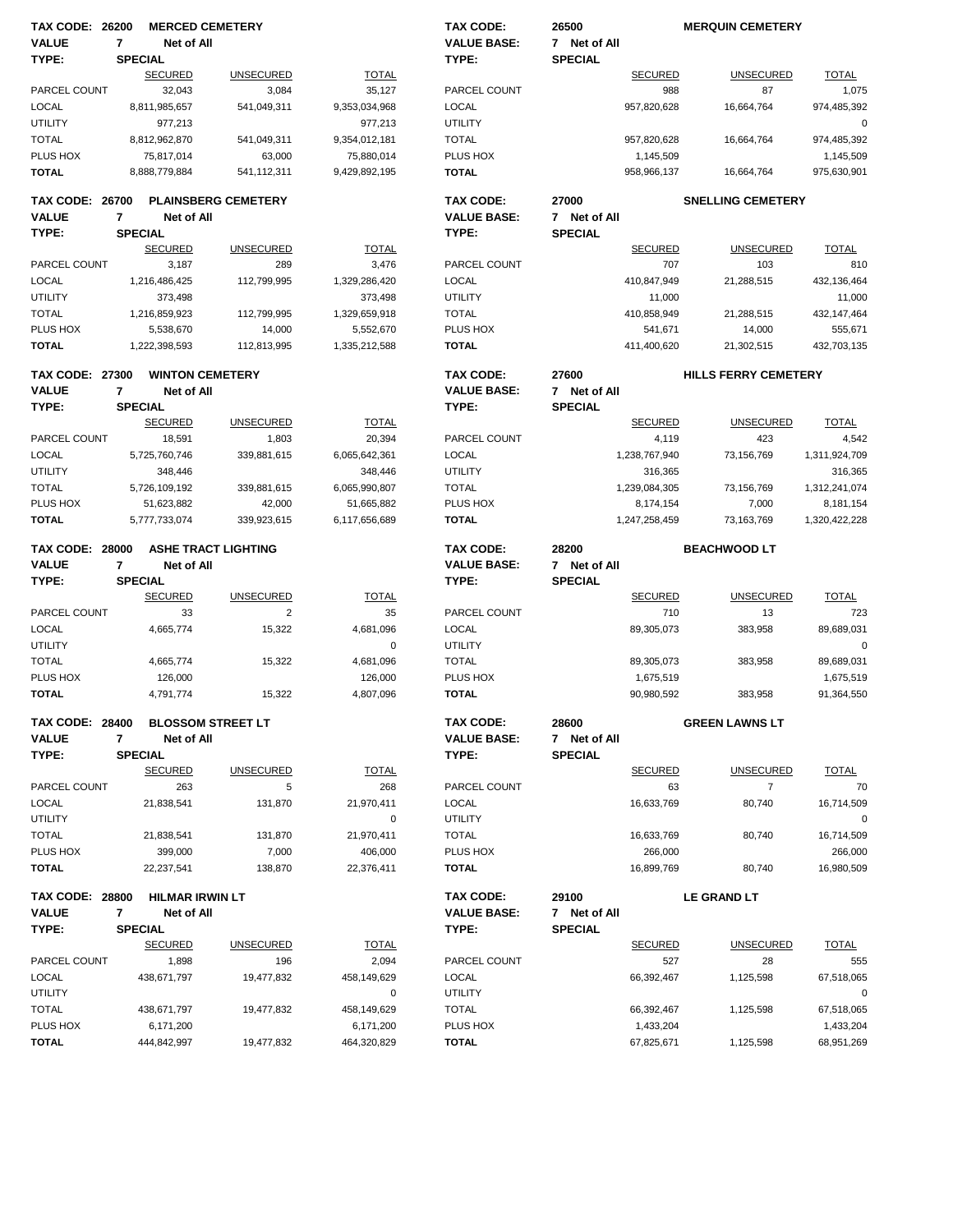**TAX CODE: 26200 MERCED CEMETERY**
**VALUE 7 Net of All**
**TYPE: SPECIAL**

| | SECURED | UNSECURED | TOTAL |
|---|---|---|---|
| PARCEL COUNT | 32,043 | 3,084 | 35,127 |
| LOCAL | 8,811,985,657 | 541,049,311 | 9,353,034,968 |
| UTILITY | 977,213 | | 977,213 |
| TOTAL | 8,812,962,870 | 541,049,311 | 9,354,012,181 |
| PLUS HOX | 75,817,014 | 63,000 | 75,880,014 |
| **TOTAL** | 8,888,779,884 | 541,112,311 | 9,429,892,195 |

**TAX CODE: 26500 MERQUIN CEMETERY**
**VALUE BASE: 7 Net of All**
**TYPE: SPECIAL**

| | SECURED | UNSECURED | TOTAL |
|---|---|---|---|
| PARCEL COUNT | 988 | 87 | 1,075 |
| LOCAL | 957,820,628 | 16,664,764 | 974,485,392 |
| UTILITY | | | 0 |
| TOTAL | 957,820,628 | 16,664,764 | 974,485,392 |
| PLUS HOX | 1,145,509 | | 1,145,509 |
| **TOTAL** | 958,966,137 | 16,664,764 | 975,630,901 |

**TAX CODE: 26700 PLAINSBERG CEMETERY**
**VALUE 7 Net of All**
**TYPE: SPECIAL**

| | SECURED | UNSECURED | TOTAL |
|---|---|---|---|
| PARCEL COUNT | 3,187 | 289 | 3,476 |
| LOCAL | 1,216,486,425 | 112,799,995 | 1,329,286,420 |
| UTILITY | 373,498 | | 373,498 |
| TOTAL | 1,216,859,923 | 112,799,995 | 1,329,659,918 |
| PLUS HOX | 5,538,670 | 14,000 | 5,552,670 |
| **TOTAL** | 1,222,398,593 | 112,813,995 | 1,335,212,588 |

**TAX CODE: 27000 SNELLING CEMETERY**
**VALUE BASE: 7 Net of All**
**TYPE: SPECIAL**

| | SECURED | UNSECURED | TOTAL |
|---|---|---|---|
| PARCEL COUNT | 707 | 103 | 810 |
| LOCAL | 410,847,949 | 21,288,515 | 432,136,464 |
| UTILITY | 11,000 | | 11,000 |
| TOTAL | 410,858,949 | 21,288,515 | 432,147,464 |
| PLUS HOX | 541,671 | 14,000 | 555,671 |
| **TOTAL** | 411,400,620 | 21,302,515 | 432,703,135 |

**TAX CODE: 27300 WINTON CEMETERY**
**VALUE 7 Net of All**
**TYPE: SPECIAL**

| | SECURED | UNSECURED | TOTAL |
|---|---|---|---|
| PARCEL COUNT | 18,591 | 1,803 | 20,394 |
| LOCAL | 5,725,760,746 | 339,881,615 | 6,065,642,361 |
| UTILITY | 348,446 | | 348,446 |
| TOTAL | 5,726,109,192 | 339,881,615 | 6,065,990,807 |
| PLUS HOX | 51,623,882 | 42,000 | 51,665,882 |
| **TOTAL** | 5,777,733,074 | 339,923,615 | 6,117,656,689 |

**TAX CODE: 27600 HILLS FERRY CEMETERY**
**VALUE BASE: 7 Net of All**
**TYPE: SPECIAL**

| | SECURED | UNSECURED | TOTAL |
|---|---|---|---|
| PARCEL COUNT | 4,119 | 423 | 4,542 |
| LOCAL | 1,238,767,940 | 73,156,769 | 1,311,924,709 |
| UTILITY | 316,365 | | 316,365 |
| TOTAL | 1,239,084,305 | 73,156,769 | 1,312,241,074 |
| PLUS HOX | 8,174,154 | 7,000 | 8,181,154 |
| **TOTAL** | 1,247,258,459 | 73,163,769 | 1,320,422,228 |

**TAX CODE: 28000 ASHE TRACT LIGHTING**
**VALUE 7 Net of All**
**TYPE: SPECIAL**

| | SECURED | UNSECURED | TOTAL |
|---|---|---|---|
| PARCEL COUNT | 33 | 2 | 35 |
| LOCAL | 4,665,774 | 15,322 | 4,681,096 |
| UTILITY | | | 0 |
| TOTAL | 4,665,774 | 15,322 | 4,681,096 |
| PLUS HOX | 126,000 | | 126,000 |
| **TOTAL** | 4,791,774 | 15,322 | 4,807,096 |

**TAX CODE: 28200 BEACHWOOD LT**
**VALUE BASE: 7 Net of All**
**TYPE: SPECIAL**

| | SECURED | UNSECURED | TOTAL |
|---|---|---|---|
| PARCEL COUNT | 710 | 13 | 723 |
| LOCAL | 89,305,073 | 383,958 | 89,689,031 |
| UTILITY | | | 0 |
| TOTAL | 89,305,073 | 383,958 | 89,689,031 |
| PLUS HOX | 1,675,519 | | 1,675,519 |
| **TOTAL** | 90,980,592 | 383,958 | 91,364,550 |

**TAX CODE: 28400 BLOSSOM STREET LT**
**VALUE 7 Net of All**
**TYPE: SPECIAL**

| | SECURED | UNSECURED | TOTAL |
|---|---|---|---|
| PARCEL COUNT | 263 | 5 | 268 |
| LOCAL | 21,838,541 | 131,870 | 21,970,411 |
| UTILITY | | | 0 |
| TOTAL | 21,838,541 | 131,870 | 21,970,411 |
| PLUS HOX | 399,000 | 7,000 | 406,000 |
| **TOTAL** | 22,237,541 | 138,870 | 22,376,411 |

**TAX CODE: 28600 GREEN LAWNS LT**
**VALUE BASE: 7 Net of All**
**TYPE: SPECIAL**

| | SECURED | UNSECURED | TOTAL |
|---|---|---|---|
| PARCEL COUNT | 63 | 7 | 70 |
| LOCAL | 16,633,769 | 80,740 | 16,714,509 |
| UTILITY | | | 0 |
| TOTAL | 16,633,769 | 80,740 | 16,714,509 |
| PLUS HOX | 266,000 | | 266,000 |
| **TOTAL** | 16,899,769 | 80,740 | 16,980,509 |

**TAX CODE: 28800 HILMAR IRWIN LT**
**VALUE 7 Net of All**
**TYPE: SPECIAL**

| | SECURED | UNSECURED | TOTAL |
|---|---|---|---|
| PARCEL COUNT | 1,898 | 196 | 2,094 |
| LOCAL | 438,671,797 | 19,477,832 | 458,149,629 |
| UTILITY | | | 0 |
| TOTAL | 438,671,797 | 19,477,832 | 458,149,629 |
| PLUS HOX | 6,171,200 | | 6,171,200 |
| **TOTAL** | 444,842,997 | 19,477,832 | 464,320,829 |

**TAX CODE: 29100 LE GRAND LT**
**VALUE BASE: 7 Net of All**
**TYPE: SPECIAL**

| | SECURED | UNSECURED | TOTAL |
|---|---|---|---|
| PARCEL COUNT | 527 | 28 | 555 |
| LOCAL | 66,392,467 | 1,125,598 | 67,518,065 |
| UTILITY | | | 0 |
| TOTAL | 66,392,467 | 1,125,598 | 67,518,065 |
| PLUS HOX | 1,433,204 | | 1,433,204 |
| **TOTAL** | 67,825,671 | 1,125,598 | 68,951,269 |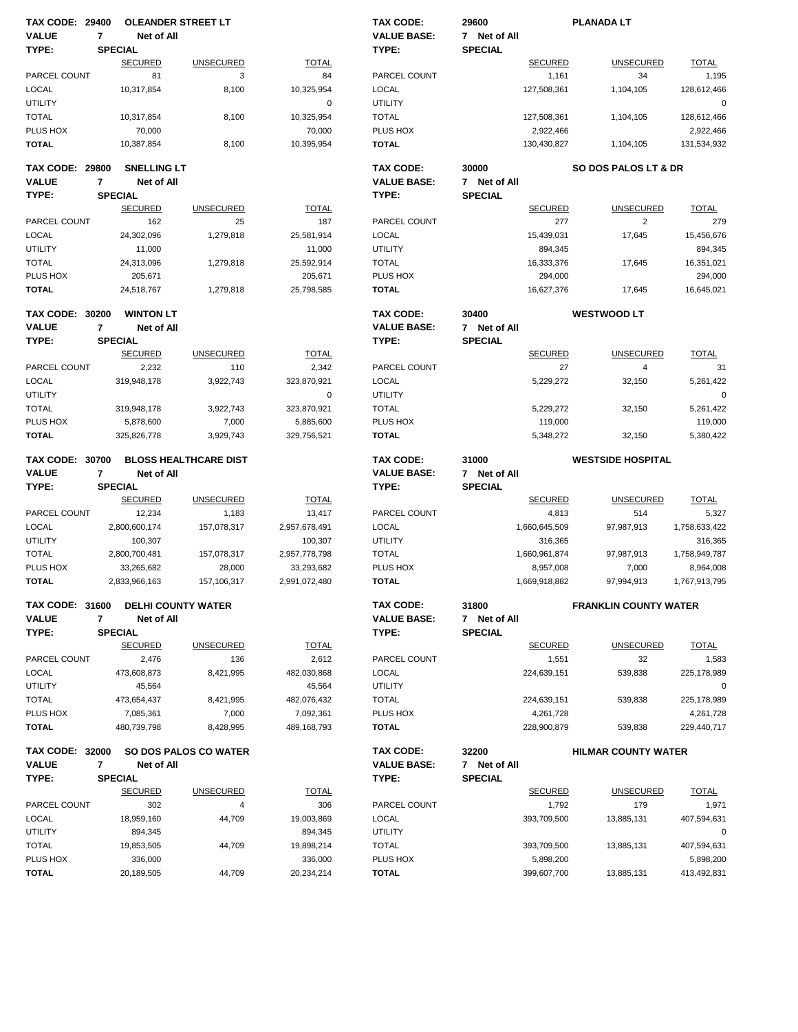**TAX CODE: 29400 OLEANDER STREET LT**
**VALUE TYPE: 7 Net of All SPECIAL**

| | SECURED | UNSECURED | TOTAL |
|---|---|---|---|
| PARCEL COUNT | 81 | 3 | 84 |
| LOCAL | 10,317,854 | 8,100 | 10,325,954 |
| UTILITY | | | 0 |
| TOTAL | 10,317,854 | 8,100 | 10,325,954 |
| PLUS HOX | 70,000 | | 70,000 |
| **TOTAL** | 10,387,854 | 8,100 | 10,395,954 |

**TAX CODE: 29600 PLANADA LT**
**VALUE BASE: 7 Net of All**
**TYPE: SPECIAL**

| | SECURED | UNSECURED | TOTAL |
|---|---|---|---|
| PARCEL COUNT | 1,161 | 34 | 1,195 |
| LOCAL | 127,508,361 | 1,104,105 | 128,612,466 |
| UTILITY | | | 0 |
| TOTAL | 127,508,361 | 1,104,105 | 128,612,466 |
| PLUS HOX | 2,922,466 | | 2,922,466 |
| **TOTAL** | 130,430,827 | 1,104,105 | 131,534,932 |

**TAX CODE: 29800 SNELLING LT**
**VALUE TYPE: 7 Net of All SPECIAL**

| | SECURED | UNSECURED | TOTAL |
|---|---|---|---|
| PARCEL COUNT | 162 | 25 | 187 |
| LOCAL | 24,302,096 | 1,279,818 | 25,581,914 |
| UTILITY | 11,000 | | 11,000 |
| TOTAL | 24,313,096 | 1,279,818 | 25,592,914 |
| PLUS HOX | 205,671 | | 205,671 |
| **TOTAL** | 24,518,767 | 1,279,818 | 25,798,585 |

**TAX CODE: 30000 SO DOS PALOS LT & DR**
**VALUE BASE: 7 Net of All**
**TYPE: SPECIAL**

| | SECURED | UNSECURED | TOTAL |
|---|---|---|---|
| PARCEL COUNT | 277 | 2 | 279 |
| LOCAL | 15,439,031 | 17,645 | 15,456,676 |
| UTILITY | 894,345 | | 894,345 |
| TOTAL | 16,333,376 | 17,645 | 16,351,021 |
| PLUS HOX | 294,000 | | 294,000 |
| **TOTAL** | 16,627,376 | 17,645 | 16,645,021 |

**TAX CODE: 30200 WINTON LT**
**VALUE TYPE: 7 Net of All SPECIAL**

| | SECURED | UNSECURED | TOTAL |
|---|---|---|---|
| PARCEL COUNT | 2,232 | 110 | 2,342 |
| LOCAL | 319,948,178 | 3,922,743 | 323,870,921 |
| UTILITY | | | 0 |
| TOTAL | 319,948,178 | 3,922,743 | 323,870,921 |
| PLUS HOX | 5,878,600 | 7,000 | 5,885,600 |
| **TOTAL** | 325,826,778 | 3,929,743 | 329,756,521 |

**TAX CODE: 30400 WESTWOOD LT**
**VALUE BASE: 7 Net of All**
**TYPE: SPECIAL**

| | SECURED | UNSECURED | TOTAL |
|---|---|---|---|
| PARCEL COUNT | 27 | 4 | 31 |
| LOCAL | 5,229,272 | 32,150 | 5,261,422 |
| UTILITY | | | 0 |
| TOTAL | 5,229,272 | 32,150 | 5,261,422 |
| PLUS HOX | 119,000 | | 119,000 |
| **TOTAL** | 5,348,272 | 32,150 | 5,380,422 |

**TAX CODE: 30700 BLOSS HEALTHCARE DIST**
**VALUE TYPE: 7 Net of All SPECIAL**

| | SECURED | UNSECURED | TOTAL |
|---|---|---|---|
| PARCEL COUNT | 12,234 | 1,183 | 13,417 |
| LOCAL | 2,800,600,174 | 157,078,317 | 2,957,678,491 |
| UTILITY | 100,307 | | 100,307 |
| TOTAL | 2,800,700,481 | 157,078,317 | 2,957,778,798 |
| PLUS HOX | 33,265,682 | 28,000 | 33,293,682 |
| **TOTAL** | 2,833,966,163 | 157,106,317 | 2,991,072,480 |

**TAX CODE: 31000 WESTSIDE HOSPITAL**
**VALUE BASE: 7 Net of All**
**TYPE: SPECIAL**

| | SECURED | UNSECURED | TOTAL |
|---|---|---|---|
| PARCEL COUNT | 4,813 | 514 | 5,327 |
| LOCAL | 1,660,645,509 | 97,987,913 | 1,758,633,422 |
| UTILITY | 316,365 | | 316,365 |
| TOTAL | 1,660,961,874 | 97,987,913 | 1,758,949,787 |
| PLUS HOX | 8,957,008 | 7,000 | 8,964,008 |
| **TOTAL** | 1,669,918,882 | 97,994,913 | 1,767,913,795 |

**TAX CODE: 31600 DELHI COUNTY WATER**
**VALUE TYPE: 7 Net of All SPECIAL**

| | SECURED | UNSECURED | TOTAL |
|---|---|---|---|
| PARCEL COUNT | 2,476 | 136 | 2,612 |
| LOCAL | 473,608,873 | 8,421,995 | 482,030,868 |
| UTILITY | 45,564 | | 45,564 |
| TOTAL | 473,654,437 | 8,421,995 | 482,076,432 |
| PLUS HOX | 7,085,361 | 7,000 | 7,092,361 |
| **TOTAL** | 480,739,798 | 8,428,995 | 489,168,793 |

**TAX CODE: 31800 FRANKLIN COUNTY WATER**
**VALUE BASE: 7 Net of All**
**TYPE: SPECIAL**

| | SECURED | UNSECURED | TOTAL |
|---|---|---|---|
| PARCEL COUNT | 1,551 | 32 | 1,583 |
| LOCAL | 224,639,151 | 539,838 | 225,178,989 |
| UTILITY | | | 0 |
| TOTAL | 224,639,151 | 539,838 | 225,178,989 |
| PLUS HOX | 4,261,728 | | 4,261,728 |
| **TOTAL** | 228,900,879 | 539,838 | 229,440,717 |

**TAX CODE: 32000 SO DOS PALOS CO WATER**
**VALUE TYPE: 7 Net of All SPECIAL**

| | SECURED | UNSECURED | TOTAL |
|---|---|---|---|
| PARCEL COUNT | 302 | 4 | 306 |
| LOCAL | 18,959,160 | 44,709 | 19,003,869 |
| UTILITY | 894,345 | | 894,345 |
| TOTAL | 19,853,505 | 44,709 | 19,898,214 |
| PLUS HOX | 336,000 | | 336,000 |
| **TOTAL** | 20,189,505 | 44,709 | 20,234,214 |

**TAX CODE: 32200 HILMAR COUNTY WATER**
**VALUE BASE: 7 Net of All**
**TYPE: SPECIAL**

| | SECURED | UNSECURED | TOTAL |
|---|---|---|---|
| PARCEL COUNT | 1,792 | 179 | 1,971 |
| LOCAL | 393,709,500 | 13,885,131 | 407,594,631 |
| UTILITY | | | 0 |
| TOTAL | 393,709,500 | 13,885,131 | 407,594,631 |
| PLUS HOX | 5,898,200 | | 5,898,200 |
| **TOTAL** | 399,607,700 | 13,885,131 | 413,492,831 |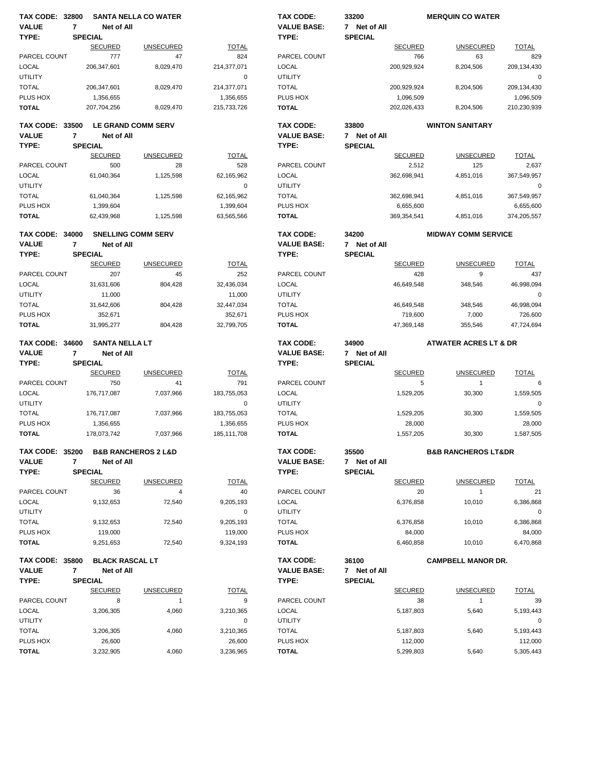**TAX CODE: 32800 SANTA NELLA CO WATER**
**VALUE TYPE: 7 Net of All SPECIAL**

| | SECURED | UNSECURED | TOTAL |
|---|---|---|---|
| PARCEL COUNT | 777 | 47 | 824 |
| LOCAL | 206,347,601 | 8,029,470 | 214,377,071 |
| UTILITY | | | 0 |
| TOTAL | 206,347,601 | 8,029,470 | 214,377,071 |
| PLUS HOX | 1,356,655 | | 1,356,655 |
| **TOTAL** | 207,704,256 | 8,029,470 | 215,733,726 |

**TAX CODE: 33200 MERQUIN CO WATER**
**VALUE BASE: 7 Net of All**
**TYPE: SPECIAL**

| | SECURED | UNSECURED | TOTAL |
|---|---|---|---|
| PARCEL COUNT | 766 | 63 | 829 |
| LOCAL | 200,929,924 | 8,204,506 | 209,134,430 |
| UTILITY | | | 0 |
| TOTAL | 200,929,924 | 8,204,506 | 209,134,430 |
| PLUS HOX | 1,096,509 | | 1,096,509 |
| **TOTAL** | 202,026,433 | 8,204,506 | 210,230,939 |

**TAX CODE: 33500 LE GRAND COMM SERV**
**VALUE TYPE: 7 Net of All SPECIAL**

| | SECURED | UNSECURED | TOTAL |
|---|---|---|---|
| PARCEL COUNT | 500 | 28 | 528 |
| LOCAL | 61,040,364 | 1,125,598 | 62,165,962 |
| UTILITY | | | 0 |
| TOTAL | 61,040,364 | 1,125,598 | 62,165,962 |
| PLUS HOX | 1,399,604 | | 1,399,604 |
| **TOTAL** | 62,439,968 | 1,125,598 | 63,565,566 |

**TAX CODE: 33800 WINTON SANITARY**
**VALUE BASE: 7 Net of All**
**TYPE: SPECIAL**

| | SECURED | UNSECURED | TOTAL |
|---|---|---|---|
| PARCEL COUNT | 2,512 | 125 | 2,637 |
| LOCAL | 362,698,941 | 4,851,016 | 367,549,957 |
| UTILITY | | | 0 |
| TOTAL | 362,698,941 | 4,851,016 | 367,549,957 |
| PLUS HOX | 6,655,600 | | 6,655,600 |
| **TOTAL** | 369,354,541 | 4,851,016 | 374,205,557 |

**TAX CODE: 34000 SNELLING COMM SERV**
**VALUE TYPE: 7 Net of All SPECIAL**

| | SECURED | UNSECURED | TOTAL |
|---|---|---|---|
| PARCEL COUNT | 207 | 45 | 252 |
| LOCAL | 31,631,606 | 804,428 | 32,436,034 |
| UTILITY | 11,000 | | 11,000 |
| TOTAL | 31,642,606 | 804,428 | 32,447,034 |
| PLUS HOX | 352,671 | | 352,671 |
| **TOTAL** | 31,995,277 | 804,428 | 32,799,705 |

**TAX CODE: 34200 MIDWAY COMM SERVICE**
**VALUE BASE: 7 Net of All**
**TYPE: SPECIAL**

| | SECURED | UNSECURED | TOTAL |
|---|---|---|---|
| PARCEL COUNT | 428 | 9 | 437 |
| LOCAL | 46,649,548 | 348,546 | 46,998,094 |
| UTILITY | | | 0 |
| TOTAL | 46,649,548 | 348,546 | 46,998,094 |
| PLUS HOX | 719,600 | 7,000 | 726,600 |
| **TOTAL** | 47,369,148 | 355,546 | 47,724,694 |

**TAX CODE: 34600 SANTA NELLA LT**
**VALUE TYPE: 7 Net of All SPECIAL**

| | SECURED | UNSECURED | TOTAL |
|---|---|---|---|
| PARCEL COUNT | 750 | 41 | 791 |
| LOCAL | 176,717,087 | 7,037,966 | 183,755,053 |
| UTILITY | | | 0 |
| TOTAL | 176,717,087 | 7,037,966 | 183,755,053 |
| PLUS HOX | 1,356,655 | | 1,356,655 |
| **TOTAL** | 178,073,742 | 7,037,966 | 185,111,708 |

**TAX CODE: 34900 ATWATER ACRES LT & DR**
**VALUE BASE: 7 Net of All**
**TYPE: SPECIAL**

| | SECURED | UNSECURED | TOTAL |
|---|---|---|---|
| PARCEL COUNT | 5 | 1 | 6 |
| LOCAL | 1,529,205 | 30,300 | 1,559,505 |
| UTILITY | | | 0 |
| TOTAL | 1,529,205 | 30,300 | 1,559,505 |
| PLUS HOX | 28,000 | | 28,000 |
| **TOTAL** | 1,557,205 | 30,300 | 1,587,505 |

**TAX CODE: 35200 B&B RANCHEROS 2 L&D**
**VALUE TYPE: 7 Net of All SPECIAL**

| | SECURED | UNSECURED | TOTAL |
|---|---|---|---|
| PARCEL COUNT | 36 | 4 | 40 |
| LOCAL | 9,132,653 | 72,540 | 9,205,193 |
| UTILITY | | | 0 |
| TOTAL | 9,132,653 | 72,540 | 9,205,193 |
| PLUS HOX | 119,000 | | 119,000 |
| **TOTAL** | 9,251,653 | 72,540 | 9,324,193 |

**TAX CODE: 35500 B&B RANCHEROS LT&DR**
**VALUE BASE: 7 Net of All**
**TYPE: SPECIAL**

| | SECURED | UNSECURED | TOTAL |
|---|---|---|---|
| PARCEL COUNT | 20 | 1 | 21 |
| LOCAL | 6,376,858 | 10,010 | 6,386,868 |
| UTILITY | | | 0 |
| TOTAL | 6,376,858 | 10,010 | 6,386,868 |
| PLUS HOX | 84,000 | | 84,000 |
| **TOTAL** | 6,460,858 | 10,010 | 6,470,868 |

**TAX CODE: 35800 BLACK RASCAL LT**
**VALUE TYPE: 7 Net of All SPECIAL**

| | SECURED | UNSECURED | TOTAL |
|---|---|---|---|
| PARCEL COUNT | 8 | 1 | 9 |
| LOCAL | 3,206,305 | 4,060 | 3,210,365 |
| UTILITY | | | 0 |
| TOTAL | 3,206,305 | 4,060 | 3,210,365 |
| PLUS HOX | 26,600 | | 26,600 |
| **TOTAL** | 3,232,905 | 4,060 | 3,236,965 |

**TAX CODE: 36100 CAMPBELL MANOR DR.**
**VALUE BASE: 7 Net of All**
**TYPE: SPECIAL**

| | SECURED | UNSECURED | TOTAL |
|---|---|---|---|
| PARCEL COUNT | 38 | 1 | 39 |
| LOCAL | 5,187,803 | 5,640 | 5,193,443 |
| UTILITY | | | 0 |
| TOTAL | 5,187,803 | 5,640 | 5,193,443 |
| PLUS HOX | 112,000 | | 112,000 |
| **TOTAL** | 5,299,803 | 5,640 | 5,305,443 |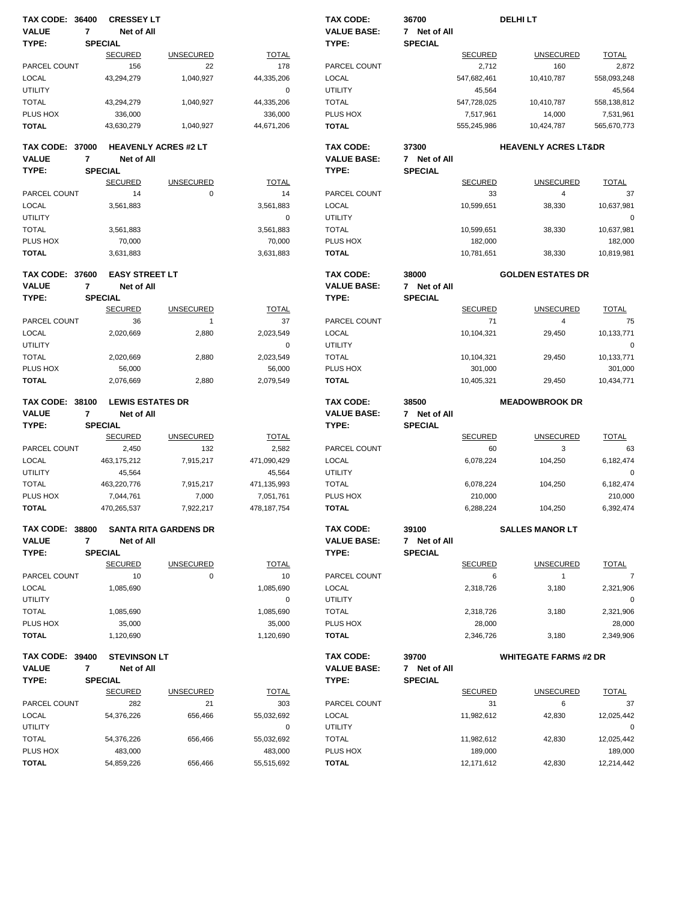**TAX CODE: 36400 CRESSEY LT**
**VALUE 7 Net of All**
**TYPE: SPECIAL**

| | SECURED | UNSECURED | TOTAL |
|---|---|---|---|
| PARCEL COUNT | 156 | 22 | 178 |
| LOCAL | 43,294,279 | 1,040,927 | 44,335,206 |
| UTILITY | | | 0 |
| TOTAL | 43,294,279 | 1,040,927 | 44,335,206 |
| PLUS HOX | 336,000 | | 336,000 |
| **TOTAL** | 43,630,279 | 1,040,927 | 44,671,206 |

**TAX CODE: 36700 DELHI LT**
**VALUE BASE: 7 Net of All**
**TYPE: SPECIAL**

| | SECURED | UNSECURED | TOTAL |
|---|---|---|---|
| PARCEL COUNT | 2,712 | 160 | 2,872 |
| LOCAL | 547,682,461 | 10,410,787 | 558,093,248 |
| UTILITY | 45,564 | | 45,564 |
| TOTAL | 547,728,025 | 10,410,787 | 558,138,812 |
| PLUS HOX | 7,517,961 | 14,000 | 7,531,961 |
| **TOTAL** | 555,245,986 | 10,424,787 | 565,670,773 |

**TAX CODE: 37000 HEAVENLY ACRES #2 LT**
**VALUE 7 Net of All**
**TYPE: SPECIAL**

| | SECURED | UNSECURED | TOTAL |
|---|---|---|---|
| PARCEL COUNT | 14 | 0 | 14 |
| LOCAL | 3,561,883 | | 3,561,883 |
| UTILITY | | | 0 |
| TOTAL | 3,561,883 | | 3,561,883 |
| PLUS HOX | 70,000 | | 70,000 |
| **TOTAL** | 3,631,883 | | 3,631,883 |

**TAX CODE: 37300 HEAVENLY ACRES LT&DR**
**VALUE BASE: 7 Net of All**
**TYPE: SPECIAL**

| | SECURED | UNSECURED | TOTAL |
|---|---|---|---|
| PARCEL COUNT | 33 | 4 | 37 |
| LOCAL | 10,599,651 | 38,330 | 10,637,981 |
| UTILITY | | | 0 |
| TOTAL | 10,599,651 | 38,330 | 10,637,981 |
| PLUS HOX | 182,000 | | 182,000 |
| **TOTAL** | 10,781,651 | 38,330 | 10,819,981 |

**TAX CODE: 37600 EASY STREET LT**
**VALUE 7 Net of All**
**TYPE: SPECIAL**

| | SECURED | UNSECURED | TOTAL |
|---|---|---|---|
| PARCEL COUNT | 36 | 1 | 37 |
| LOCAL | 2,020,669 | 2,880 | 2,023,549 |
| UTILITY | | | 0 |
| TOTAL | 2,020,669 | 2,880 | 2,023,549 |
| PLUS HOX | 56,000 | | 56,000 |
| **TOTAL** | 2,076,669 | 2,880 | 2,079,549 |

**TAX CODE: 38000 GOLDEN ESTATES DR**
**VALUE BASE: 7 Net of All**
**TYPE: SPECIAL**

| | SECURED | UNSECURED | TOTAL |
|---|---|---|---|
| PARCEL COUNT | 71 | 4 | 75 |
| LOCAL | 10,104,321 | 29,450 | 10,133,771 |
| UTILITY | | | 0 |
| TOTAL | 10,104,321 | 29,450 | 10,133,771 |
| PLUS HOX | 301,000 | | 301,000 |
| **TOTAL** | 10,405,321 | 29,450 | 10,434,771 |

**TAX CODE: 38100 LEWIS ESTATES DR**
**VALUE 7 Net of All**
**TYPE: SPECIAL**

| | SECURED | UNSECURED | TOTAL |
|---|---|---|---|
| PARCEL COUNT | 2,450 | 132 | 2,582 |
| LOCAL | 463,175,212 | 7,915,217 | 471,090,429 |
| UTILITY | 45,564 | | 45,564 |
| TOTAL | 463,220,776 | 7,915,217 | 471,135,993 |
| PLUS HOX | 7,044,761 | 7,000 | 7,051,761 |
| **TOTAL** | 470,265,537 | 7,922,217 | 478,187,754 |

**TAX CODE: 38500 MEADOWBROOK DR**
**VALUE BASE: 7 Net of All**
**TYPE: SPECIAL**

| | SECURED | UNSECURED | TOTAL |
|---|---|---|---|
| PARCEL COUNT | 60 | 3 | 63 |
| LOCAL | 6,078,224 | 104,250 | 6,182,474 |
| UTILITY | | | 0 |
| TOTAL | 6,078,224 | 104,250 | 6,182,474 |
| PLUS HOX | 210,000 | | 210,000 |
| **TOTAL** | 6,288,224 | 104,250 | 6,392,474 |

**TAX CODE: 38800 SANTA RITA GARDENS DR**
**VALUE 7 Net of All**
**TYPE: SPECIAL**

| | SECURED | UNSECURED | TOTAL |
|---|---|---|---|
| PARCEL COUNT | 10 | 0 | 10 |
| LOCAL | 1,085,690 | | 1,085,690 |
| UTILITY | | | 0 |
| TOTAL | 1,085,690 | | 1,085,690 |
| PLUS HOX | 35,000 | | 35,000 |
| **TOTAL** | 1,120,690 | | 1,120,690 |

**TAX CODE: 39100 SALLES MANOR LT**
**VALUE BASE: 7 Net of All**
**TYPE: SPECIAL**

| | SECURED | UNSECURED | TOTAL |
|---|---|---|---|
| PARCEL COUNT | 6 | 1 | 7 |
| LOCAL | 2,318,726 | 3,180 | 2,321,906 |
| UTILITY | | | 0 |
| TOTAL | 2,318,726 | 3,180 | 2,321,906 |
| PLUS HOX | 28,000 | | 28,000 |
| **TOTAL** | 2,346,726 | 3,180 | 2,349,906 |

**TAX CODE: 39400 STEVINSON LT**
**VALUE 7 Net of All**
**TYPE: SPECIAL**

| | SECURED | UNSECURED | TOTAL |
|---|---|---|---|
| PARCEL COUNT | 282 | 21 | 303 |
| LOCAL | 54,376,226 | 656,466 | 55,032,692 |
| UTILITY | | | 0 |
| TOTAL | 54,376,226 | 656,466 | 55,032,692 |
| PLUS HOX | 483,000 | | 483,000 |
| **TOTAL** | 54,859,226 | 656,466 | 55,515,692 |

**TAX CODE: 39700 WHITEGATE FARMS #2 DR**
**VALUE BASE: 7 Net of All**
**TYPE: SPECIAL**

| | SECURED | UNSECURED | TOTAL |
|---|---|---|---|
| PARCEL COUNT | 31 | 6 | 37 |
| LOCAL | 11,982,612 | 42,830 | 12,025,442 |
| UTILITY | | | 0 |
| TOTAL | 11,982,612 | 42,830 | 12,025,442 |
| PLUS HOX | 189,000 | | 189,000 |
| **TOTAL** | 12,171,612 | 42,830 | 12,214,442 |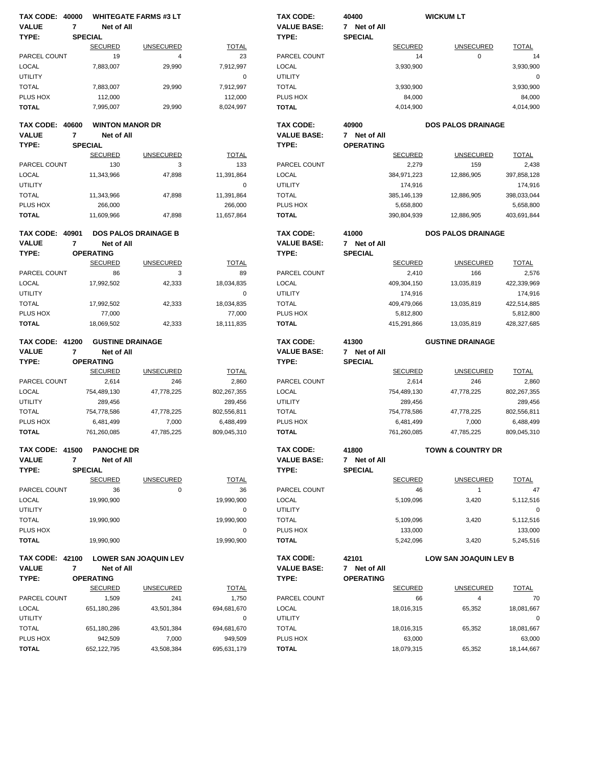**TAX CODE: 40000 WHITEGATE FARMS #3 LT**
**VALUE TYPE: 7 Net of All**
**SPECIAL**

| | SECURED | UNSECURED | TOTAL |
|---|---|---|---|
| PARCEL COUNT | 19 | 4 | 23 |
| LOCAL | 7,883,007 | 29,990 | 7,912,997 |
| UTILITY | | | 0 |
| TOTAL | 7,883,007 | 29,990 | 7,912,997 |
| PLUS HOX | 112,000 | | 112,000 |
| **TOTAL** | 7,995,007 | 29,990 | 8,024,997 |

**TAX CODE: 40400 WICKUM LT**
**VALUE BASE: 7 Net of All**
**TYPE: SPECIAL**

| | SECURED | UNSECURED | TOTAL |
|---|---|---|---|
| PARCEL COUNT | 14 | 0 | 14 |
| LOCAL | 3,930,900 | | 3,930,900 |
| UTILITY | | | 0 |
| TOTAL | 3,930,900 | | 3,930,900 |
| PLUS HOX | 84,000 | | 84,000 |
| **TOTAL** | 4,014,900 | | 4,014,900 |

**TAX CODE: 40600 WINTON MANOR DR**
**VALUE TYPE: 7 Net of All**
**SPECIAL**

| | SECURED | UNSECURED | TOTAL |
|---|---|---|---|
| PARCEL COUNT | 130 | 3 | 133 |
| LOCAL | 11,343,966 | 47,898 | 11,391,864 |
| UTILITY | | | 0 |
| TOTAL | 11,343,966 | 47,898 | 11,391,864 |
| PLUS HOX | 266,000 | | 266,000 |
| **TOTAL** | 11,609,966 | 47,898 | 11,657,864 |

**TAX CODE: 40900 DOS PALOS DRAINAGE**
**VALUE BASE: 7 Net of All**
**TYPE: OPERATING**

| | SECURED | UNSECURED | TOTAL |
|---|---|---|---|
| PARCEL COUNT | 2,279 | 159 | 2,438 |
| LOCAL | 384,971,223 | 12,886,905 | 397,858,128 |
| UTILITY | 174,916 | | 174,916 |
| TOTAL | 385,146,139 | 12,886,905 | 398,033,044 |
| PLUS HOX | 5,658,800 | | 5,658,800 |
| **TOTAL** | 390,804,939 | 12,886,905 | 403,691,844 |

**TAX CODE: 40901 DOS PALOS DRAINAGE B**
**VALUE TYPE: 7 Net of All**
**OPERATING**

| | SECURED | UNSECURED | TOTAL |
|---|---|---|---|
| PARCEL COUNT | 86 | 3 | 89 |
| LOCAL | 17,992,502 | 42,333 | 18,034,835 |
| UTILITY | | | 0 |
| TOTAL | 17,992,502 | 42,333 | 18,034,835 |
| PLUS HOX | 77,000 | | 77,000 |
| **TOTAL** | 18,069,502 | 42,333 | 18,111,835 |

**TAX CODE: 41000 DOS PALOS DRAINAGE**
**VALUE BASE: 7 Net of All**
**TYPE: SPECIAL**

| | SECURED | UNSECURED | TOTAL |
|---|---|---|---|
| PARCEL COUNT | 2,410 | 166 | 2,576 |
| LOCAL | 409,304,150 | 13,035,819 | 422,339,969 |
| UTILITY | 174,916 | | 174,916 |
| TOTAL | 409,479,066 | 13,035,819 | 422,514,885 |
| PLUS HOX | 5,812,800 | | 5,812,800 |
| **TOTAL** | 415,291,866 | 13,035,819 | 428,327,685 |

**TAX CODE: 41200 GUSTINE DRAINAGE**
**VALUE TYPE: 7 Net of All**
**OPERATING**

| | SECURED | UNSECURED | TOTAL |
|---|---|---|---|
| PARCEL COUNT | 2,614 | 246 | 2,860 |
| LOCAL | 754,489,130 | 47,778,225 | 802,267,355 |
| UTILITY | 289,456 | | 289,456 |
| TOTAL | 754,778,586 | 47,778,225 | 802,556,811 |
| PLUS HOX | 6,481,499 | 7,000 | 6,488,499 |
| **TOTAL** | 761,260,085 | 47,785,225 | 809,045,310 |

**TAX CODE: 41300 GUSTINE DRAINAGE**
**VALUE BASE: 7 Net of All**
**TYPE: SPECIAL**

| | SECURED | UNSECURED | TOTAL |
|---|---|---|---|
| PARCEL COUNT | 2,614 | 246 | 2,860 |
| LOCAL | 754,489,130 | 47,778,225 | 802,267,355 |
| UTILITY | 289,456 | | 289,456 |
| TOTAL | 754,778,586 | 47,778,225 | 802,556,811 |
| PLUS HOX | 6,481,499 | 7,000 | 6,488,499 |
| **TOTAL** | 761,260,085 | 47,785,225 | 809,045,310 |

**TAX CODE: 41500 PANOCHE DR**
**VALUE TYPE: 7 Net of All**
**SPECIAL**

| | SECURED | UNSECURED | TOTAL |
|---|---|---|---|
| PARCEL COUNT | 36 | 0 | 36 |
| LOCAL | 19,990,900 | | 19,990,900 |
| UTILITY | | | 0 |
| TOTAL | 19,990,900 | | 19,990,900 |
| PLUS HOX | | | 0 |
| **TOTAL** | 19,990,900 | | 19,990,900 |

**TAX CODE: 41800 TOWN & COUNTRY DR**
**VALUE BASE: 7 Net of All**
**TYPE: SPECIAL**

| | SECURED | UNSECURED | TOTAL |
|---|---|---|---|
| PARCEL COUNT | 46 | 1 | 47 |
| LOCAL | 5,109,096 | 3,420 | 5,112,516 |
| UTILITY | | | 0 |
| TOTAL | 5,109,096 | 3,420 | 5,112,516 |
| PLUS HOX | 133,000 | | 133,000 |
| **TOTAL** | 5,242,096 | 3,420 | 5,245,516 |

**TAX CODE: 42100 LOWER SAN JOAQUIN LEV**
**VALUE TYPE: 7 Net of All**
**OPERATING**

| | SECURED | UNSECURED | TOTAL |
|---|---|---|---|
| PARCEL COUNT | 1,509 | 241 | 1,750 |
| LOCAL | 651,180,286 | 43,501,384 | 694,681,670 |
| UTILITY | | | 0 |
| TOTAL | 651,180,286 | 43,501,384 | 694,681,670 |
| PLUS HOX | 942,509 | 7,000 | 949,509 |
| **TOTAL** | 652,122,795 | 43,508,384 | 695,631,179 |

**TAX CODE: 42101 LOW SAN JOAQUIN LEV B**
**VALUE BASE: 7 Net of All**
**TYPE: OPERATING**

| | SECURED | UNSECURED | TOTAL |
|---|---|---|---|
| PARCEL COUNT | 66 | 4 | 70 |
| LOCAL | 18,016,315 | 65,352 | 18,081,667 |
| UTILITY | | | 0 |
| TOTAL | 18,016,315 | 65,352 | 18,081,667 |
| PLUS HOX | 63,000 | | 63,000 |
| **TOTAL** | 18,079,315 | 65,352 | 18,144,667 |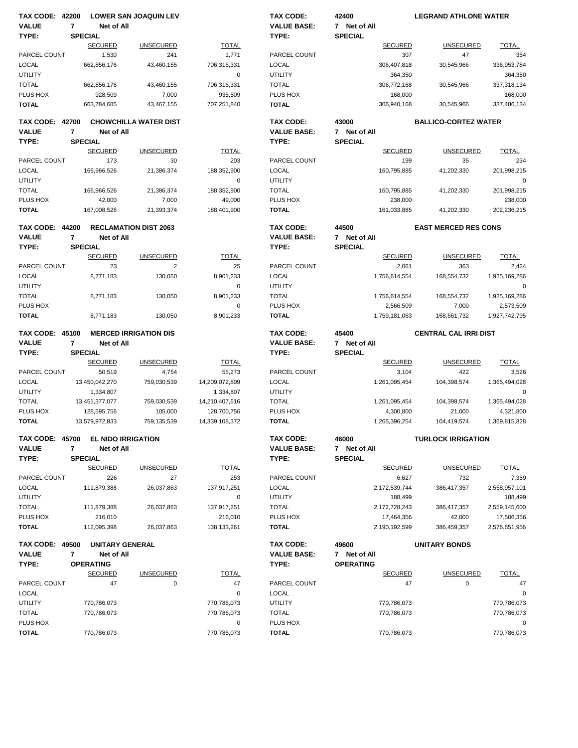**TAX CODE: 42200 LOWER SAN JOAQUIN LEV**
**VALUE TYPE: 7 Net of All**
**SPECIAL**

| | SECURED | UNSECURED | TOTAL |
|---|---|---|---|
| PARCEL COUNT | 1,530 | 241 | 1,771 |
| LOCAL | 662,856,176 | 43,460,155 | 706,316,331 |
| UTILITY | | | 0 |
| TOTAL | 662,856,176 | 43,460,155 | 706,316,331 |
| PLUS HOX | 928,509 | 7,000 | 935,509 |
| **TOTAL** | 663,784,685 | 43,467,155 | 707,251,840 |

**TAX CODE: 42400 LEGRAND ATHLONE WATER**
**VALUE BASE: 7 Net of All**
**TYPE: SPECIAL**

| | SECURED | UNSECURED | TOTAL |
|---|---|---|---|
| PARCEL COUNT | 307 | 47 | 354 |
| LOCAL | 306,407,818 | 30,545,966 | 336,953,784 |
| UTILITY | 364,350 | | 364,350 |
| TOTAL | 306,772,168 | 30,545,966 | 337,318,134 |
| PLUS HOX | 168,000 | | 168,000 |
| **TOTAL** | 306,940,168 | 30,545,966 | 337,486,134 |

**TAX CODE: 42700 CHOWCHILLA WATER DIST**
**VALUE TYPE: 7 Net of All**
**SPECIAL**

| | SECURED | UNSECURED | TOTAL |
|---|---|---|---|
| PARCEL COUNT | 173 | 30 | 203 |
| LOCAL | 166,966,526 | 21,386,374 | 188,352,900 |
| UTILITY | | | 0 |
| TOTAL | 166,966,526 | 21,386,374 | 188,352,900 |
| PLUS HOX | 42,000 | 7,000 | 49,000 |
| **TOTAL** | 167,008,526 | 21,393,374 | 188,401,900 |

**TAX CODE: 43000 BALLICO-CORTEZ WATER**
**VALUE BASE: 7 Net of All**
**TYPE: SPECIAL**

| | SECURED | UNSECURED | TOTAL |
|---|---|---|---|
| PARCEL COUNT | 199 | 35 | 234 |
| LOCAL | 160,795,885 | 41,202,330 | 201,998,215 |
| UTILITY | | | 0 |
| TOTAL | 160,795,885 | 41,202,330 | 201,998,215 |
| PLUS HOX | 238,000 | | 238,000 |
| **TOTAL** | 161,033,885 | 41,202,330 | 202,236,215 |

**TAX CODE: 44200 RECLAMATION DIST 2063**
**VALUE TYPE: 7 Net of All**
**SPECIAL**

| | SECURED | UNSECURED | TOTAL |
|---|---|---|---|
| PARCEL COUNT | 23 | 2 | 25 |
| LOCAL | 8,771,183 | 130,050 | 8,901,233 |
| UTILITY | | | 0 |
| TOTAL | 8,771,183 | 130,050 | 8,901,233 |
| PLUS HOX | | | 0 |
| **TOTAL** | 8,771,183 | 130,050 | 8,901,233 |

**TAX CODE: 44500 EAST MERCED RES CONS**
**VALUE BASE: 7 Net of All**
**TYPE: SPECIAL**

| | SECURED | UNSECURED | TOTAL |
|---|---|---|---|
| PARCEL COUNT | 2,061 | 363 | 2,424 |
| LOCAL | 1,756,614,554 | 168,554,732 | 1,925,169,286 |
| UTILITY | | | 0 |
| TOTAL | 1,756,614,554 | 168,554,732 | 1,925,169,286 |
| PLUS HOX | 2,566,509 | 7,000 | 2,573,509 |
| **TOTAL** | 1,759,181,063 | 168,561,732 | 1,927,742,795 |

**TAX CODE: 45100 MERCED IRRIGATION DIS**
**VALUE TYPE: 7 Net of All**
**SPECIAL**

| | SECURED | UNSECURED | TOTAL |
|---|---|---|---|
| PARCEL COUNT | 50,519 | 4,754 | 55,273 |
| LOCAL | 13,450,042,270 | 759,030,539 | 14,209,072,809 |
| UTILITY | 1,334,807 | | 1,334,807 |
| TOTAL | 13,451,377,077 | 759,030,539 | 14,210,407,616 |
| PLUS HOX | 128,595,756 | 105,000 | 128,700,756 |
| **TOTAL** | 13,579,972,833 | 759,135,539 | 14,339,108,372 |

**TAX CODE: 45400 CENTRAL CAL IRRI DIST**
**VALUE BASE: 7 Net of All**
**TYPE: SPECIAL**

| | SECURED | UNSECURED | TOTAL |
|---|---|---|---|
| PARCEL COUNT | 3,104 | 422 | 3,526 |
| LOCAL | 1,261,095,454 | 104,398,574 | 1,365,494,028 |
| UTILITY | | | 0 |
| TOTAL | 1,261,095,454 | 104,398,574 | 1,365,494,028 |
| PLUS HOX | 4,300,800 | 21,000 | 4,321,800 |
| **TOTAL** | 1,265,396,254 | 104,419,574 | 1,369,815,828 |

**TAX CODE: 45700 EL NIDO IRRIGATION**
**VALUE TYPE: 7 Net of All**
**SPECIAL**

| | SECURED | UNSECURED | TOTAL |
|---|---|---|---|
| PARCEL COUNT | 226 | 27 | 253 |
| LOCAL | 111,879,388 | 26,037,863 | 137,917,251 |
| UTILITY | | | 0 |
| TOTAL | 111,879,388 | 26,037,863 | 137,917,251 |
| PLUS HOX | 216,010 | | 216,010 |
| **TOTAL** | 112,095,398 | 26,037,863 | 138,133,261 |

**TAX CODE: 46000 TURLOCK IRRIGATION**
**VALUE BASE: 7 Net of All**
**TYPE: SPECIAL**

| | SECURED | UNSECURED | TOTAL |
|---|---|---|---|
| PARCEL COUNT | 6,627 | 732 | 7,359 |
| LOCAL | 2,172,539,744 | 386,417,357 | 2,558,957,101 |
| UTILITY | 188,499 | | 188,499 |
| TOTAL | 2,172,728,243 | 386,417,357 | 2,559,145,600 |
| PLUS HOX | 17,464,356 | 42,000 | 17,506,356 |
| **TOTAL** | 2,190,192,599 | 386,459,357 | 2,576,651,956 |

**TAX CODE: 49500 UNITARY GENERAL**
**VALUE TYPE: 7 Net of All**
**OPERATING**

| | SECURED | UNSECURED | TOTAL |
|---|---|---|---|
| PARCEL COUNT | 47 | 0 | 47 |
| LOCAL | | | 0 |
| UTILITY | 770,786,073 | | 770,786,073 |
| TOTAL | 770,786,073 | | 770,786,073 |
| PLUS HOX | | | 0 |
| **TOTAL** | 770,786,073 | | 770,786,073 |

**TAX CODE: 49600 UNITARY BONDS**
**VALUE BASE: 7 Net of All**
**TYPE: OPERATING**

| | SECURED | UNSECURED | TOTAL |
|---|---|---|---|
| PARCEL COUNT | 47 | 0 | 47 |
| LOCAL | | | 0 |
| UTILITY | 770,786,073 | | 770,786,073 |
| TOTAL | 770,786,073 | | 770,786,073 |
| PLUS HOX | | | 0 |
| **TOTAL** | 770,786,073 | | 770,786,073 |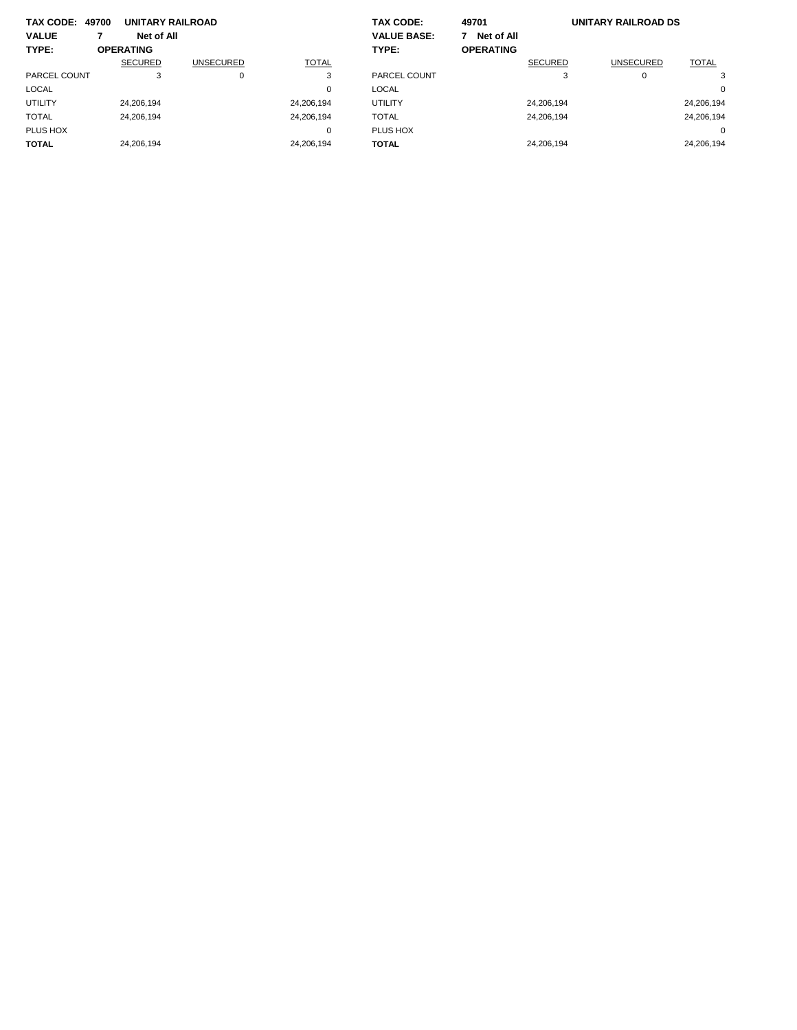**TAX CODE: 49700 UNITARY RAILROAD**
**VALUE 7 Net of All**
**TYPE: OPERATING**

| | SECURED | UNSECURED | TOTAL |
|---|---|---|---|
| PARCEL COUNT | 3 | 0 | 3 |
| LOCAL | | | 0 |
| UTILITY | 24,206,194 | | 24,206,194 |
| TOTAL | 24,206,194 | | 24,206,194 |
| PLUS HOX | | | 0 |
| **TOTAL** | 24,206,194 | | 24,206,194 |

**TAX CODE: 49701 UNITARY RAILROAD DS**
**VALUE BASE: 7 Net of All**
**TYPE: OPERATING**

| | SECURED | UNSECURED | TOTAL |
|---|---|---|---|
| PARCEL COUNT | 3 | 0 | 3 |
| LOCAL | | | 0 |
| UTILITY | 24,206,194 | | 24,206,194 |
| TOTAL | 24,206,194 | | 24,206,194 |
| PLUS HOX | | | 0 |
| **TOTAL** | 24,206,194 | | 24,206,194 |